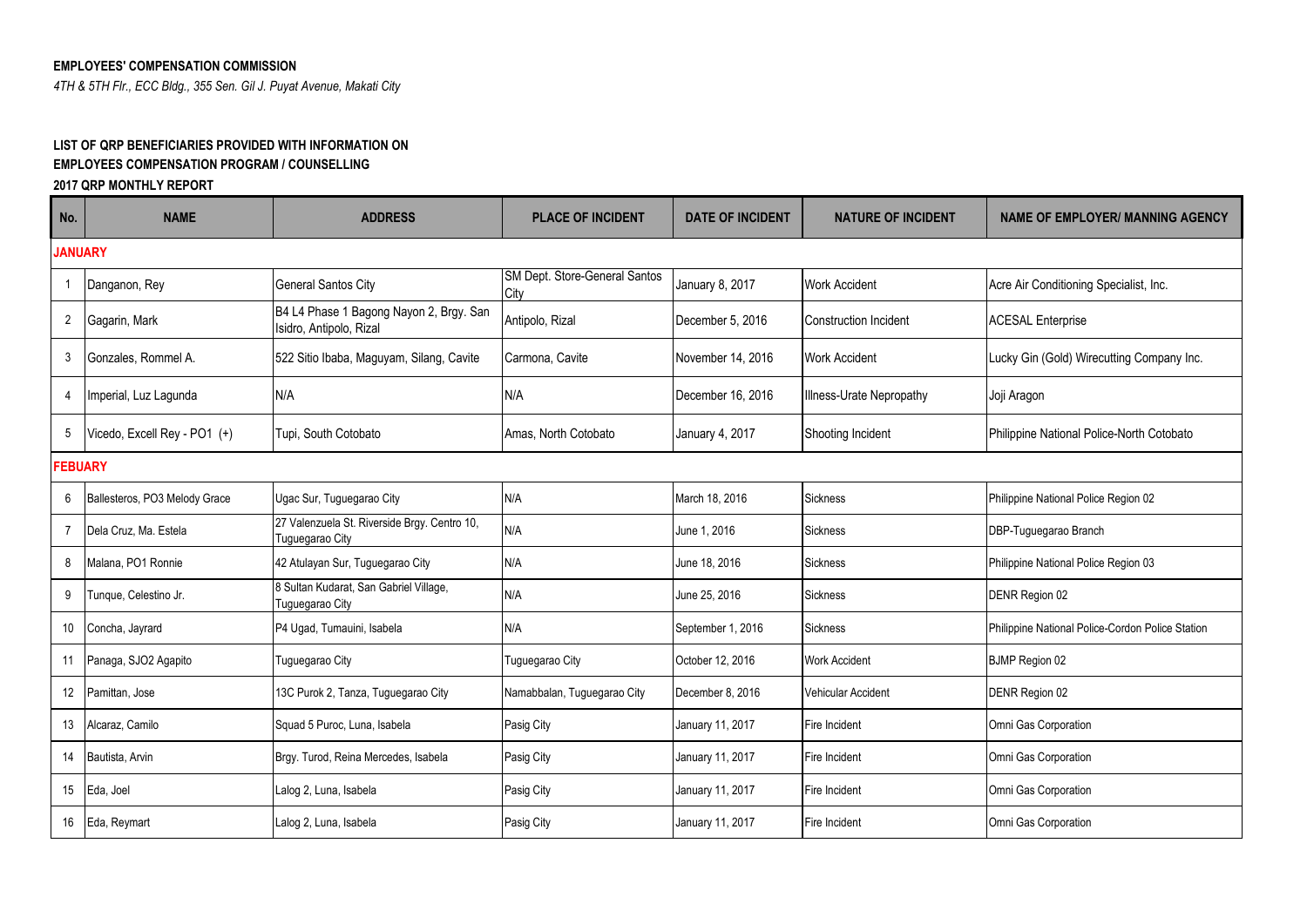**EMPLOYEES' COMPENSATION COMMISSION**

*4TH & 5TH Flr., ECC Bldg., 355 Sen. Gil J. Puyat Avenue, Makati City*

**LIST OF QRP BENEFICIARIES PROVIDED WITH INFORMATION ON**
**EMPLOYEES COMPENSATION PROGRAM / COUNSELLING**
**2017 QRP MONTHLY REPORT**

| No. | NAME | ADDRESS | PLACE OF INCIDENT | DATE OF INCIDENT | NATURE OF INCIDENT | NAME OF EMPLOYER/ MANNING AGENCY |
|---|---|---|---|---|---|---|
| **JANUARY** | | | | | | |
| 1 | Danganon, Rey | General Santos City | SM Dept. Store-General Santos City | January 8, 2017 | Work Accident | Acre Air Conditioning Specialist, Inc. |
| 2 | Gagarin, Mark | B4 L4 Phase 1 Bagong Nayon 2, Brgy. San Isidro, Antipolo, Rizal | Antipolo, Rizal | December 5, 2016 | Construction Incident | ACESAL Enterprise |
| 3 | Gonzales, Rommel A. | 522 Sitio Ibaba, Maguyam, Silang, Cavite | Carmona, Cavite | November 14, 2016 | Work Accident | Lucky Gin (Gold) Wirecutting Company Inc. |
| 4 | Imperial, Luz Lagunda | N/A | N/A | December 16, 2016 | Illness-Urate Nepropathy | Joji Aragon |
| 5 | Vicedo, Excell Rey - PO1 (+) | Tupi, South Cotobato | Amas, North Cotobato | January 4, 2017 | Shooting Incident | Philippine National Police-North Cotobato |
| **FEBUARY** | | | | | | |
| 6 | Ballesteros, PO3 Melody Grace | Ugac Sur, Tuguegarao City | N/A | March 18, 2016 | Sickness | Philippine National Police Region 02 |
| 7 | Dela Cruz, Ma. Estela | 27 Valenzuela St. Riverside Brgy. Centro 10, Tuguegarao City | N/A | June 1, 2016 | Sickness | DBP-Tuguegarao Branch |
| 8 | Malana, PO1 Ronnie | 42 Atulayan Sur, Tuguegarao City | N/A | June 18, 2016 | Sickness | Philippine National Police Region 03 |
| 9 | Tunque, Celestino Jr. | 8 Sultan Kudarat, San Gabriel Village, Tuguegarao City | N/A | June 25, 2016 | Sickness | DENR Region 02 |
| 10 | Concha, Jayrard | P4 Ugad, Tumauini, Isabela | N/A | September 1, 2016 | Sickness | Philippine National Police-Cordon Police Station |
| 11 | Panaga, SJO2 Agapito | Tuguegarao City | Tuguegarao City | October 12, 2016 | Work Accident | BJMP Region 02 |
| 12 | Pamittan, Jose | 13C Purok 2, Tanza, Tuguegarao City | Namabbalan, Tuguegarao City | December 8, 2016 | Vehicular Accident | DENR Region 02 |
| 13 | Alcaraz, Camilo | Squad 5 Puroc, Luna, Isabela | Pasig City | January 11, 2017 | Fire Incident | Omni Gas Corporation |
| 14 | Bautista, Arvin | Brgy. Turod, Reina Mercedes, Isabela | Pasig City | January 11, 2017 | Fire Incident | Omni Gas Corporation |
| 15 | Eda, Joel | Lalog 2, Luna, Isabela | Pasig City | January 11, 2017 | Fire Incident | Omni Gas Corporation |
| 16 | Eda, Reymart | Lalog 2, Luna, Isabela | Pasig City | January 11, 2017 | Fire Incident | Omni Gas Corporation |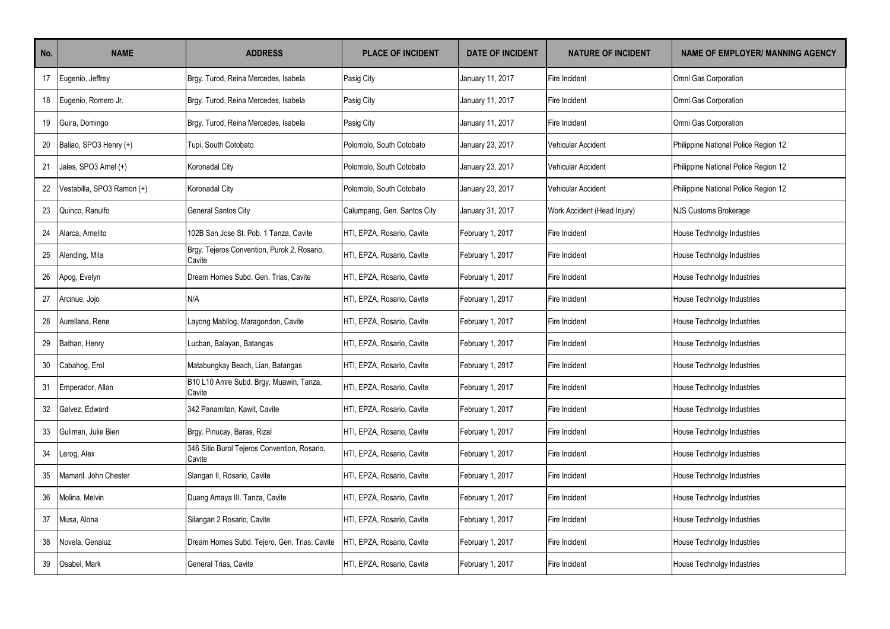| No. | NAME | ADDRESS | PLACE OF INCIDENT | DATE OF INCIDENT | NATURE OF INCIDENT | NAME OF EMPLOYER/ MANNING AGENCY |
|---|---|---|---|---|---|---|
| 17 | Eugenio, Jeffrey | Brgy. Turod, Reina Mercedes, Isabela | Pasig City | January 11, 2017 | Fire Incident | Omni Gas Corporation |
| 18 | Eugenio, Romero Jr. | Brgy. Turod, Reina Mercedes, Isabela | Pasig City | January 11, 2017 | Fire Incident | Omni Gas Corporation |
| 19 | Guira, Domingo | Brgy. Turod, Reina Mercedes, Isabela | Pasig City | January 11, 2017 | Fire Incident | Omni Gas Corporation |
| 20 | Baliao, SPO3 Henry (+) | Tupi, South Cotobato | Polomolo, South Cotobato | January 23, 2017 | Vehicular Accident | Philippine National Police Region 12 |
| 21 | Jales, SPO3 Arnel (+) | Koronadal City | Polomolo, South Cotobato | January 23, 2017 | Vehicular Accident | Philippine National Police Region 12 |
| 22 | Vestabilla, SPO3 Ramon (+) | Koronadal City | Polomolo, South Cotobato | January 23, 2017 | Vehicular Accident | Philippine National Police Region 12 |
| 23 | Quinco, Ranulfo | General Santos City | Calumpang, Gen. Santos City | January 31, 2017 | Work Accident (Head Injury) | NJS Customs Brokerage |
| 24 | Alarca, Arnelito | 102B San Jose St. Pob. 1 Tanza, Cavite | HTI, EPZA, Rosario, Cavite | February 1, 2017 | Fire Incident | House Technolgy Industries |
| 25 | Alending, Mila | Brgy. Tejeros Convention, Purok 2, Rosario, Cavite | HTI, EPZA, Rosario, Cavite | February 1, 2017 | Fire Incident | House Technolgy Industries |
| 26 | Apog, Evelyn | Dream Homes Subd. Gen. Trias, Cavite | HTI, EPZA, Rosario, Cavite | February 1, 2017 | Fire Incident | House Technolgy Industries |
| 27 | Arcinue, Jojo | N/A | HTI, EPZA, Rosario, Cavite | February 1, 2017 | Fire Incident | House Technolgy Industries |
| 28 | Aurellana, Rene | Layong Mabilog, Maragondon, Cavite | HTI, EPZA, Rosario, Cavite | February 1, 2017 | Fire Incident | House Technolgy Industries |
| 29 | Bathan, Henry | Lucban, Balayan, Batangas | HTI, EPZA, Rosario, Cavite | February 1, 2017 | Fire Incident | House Technolgy Industries |
| 30 | Cabahog, Erol | Matabungkay Beach, Lian, Batangas | HTI, EPZA, Rosario, Cavite | February 1, 2017 | Fire Incident | House Technolgy Industries |
| 31 | Emperador, Allan | B10 L10 Amre Subd. Brgy. Muawin, Tanza, Cavite | HTI, EPZA, Rosario, Cavite | February 1, 2017 | Fire Incident | House Technolgy Industries |
| 32 | Galvez, Edward | 342 Panamitan, Kawit, Cavite | HTI, EPZA, Rosario, Cavite | February 1, 2017 | Fire Incident | House Technolgy Industries |
| 33 | Guliman, Julie Bien | Brgy. Pinucay, Baras, Rizal | HTI, EPZA, Rosario, Cavite | February 1, 2017 | Fire Incident | House Technolgy Industries |
| 34 | Lerog, Alex | 346 Sitio Burol Tejeros Convention, Rosario, Cavite | HTI, EPZA, Rosario, Cavite | February 1, 2017 | Fire Incident | House Technolgy Industries |
| 35 | Mamaril. John Chester | Slangan II, Rosario, Cavite | HTI, EPZA, Rosario, Cavite | February 1, 2017 | Fire Incident | House Technolgy Industries |
| 36 | Molina, Melvin | Duang Amaya III. Tanza, Cavite | HTI, EPZA, Rosario, Cavite | February 1, 2017 | Fire Incident | House Technolgy Industries |
| 37 | Musa, Alona | Silangan 2 Rosario, Cavite | HTI, EPZA, Rosario, Cavite | February 1, 2017 | Fire Incident | House Technolgy Industries |
| 38 | Novela, Genaluz | Dream Homes Subd. Tejero, Gen. Trias, Cavite | HTI, EPZA, Rosario, Cavite | February 1, 2017 | Fire Incident | House Technolgy Industries |
| 39 | Osabel, Mark | General Trias, Cavite | HTI, EPZA, Rosario, Cavite | February 1, 2017 | Fire Incident | House Technolgy Industries |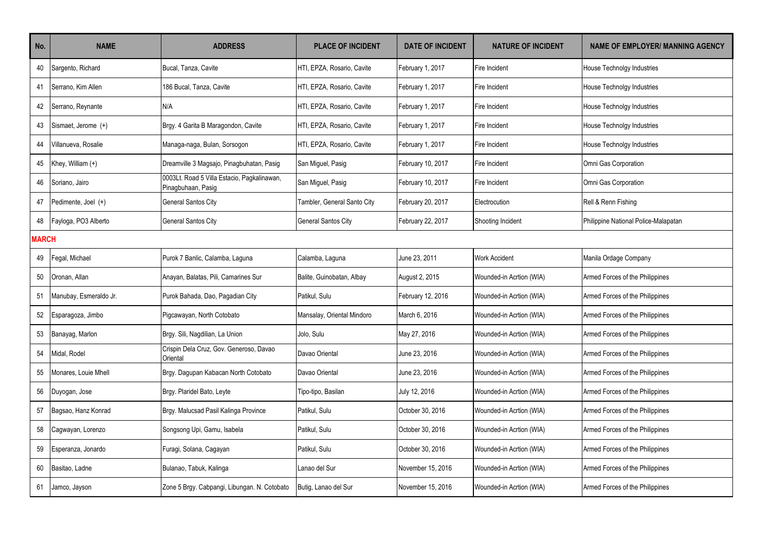| No. | NAME | ADDRESS | PLACE OF INCIDENT | DATE OF INCIDENT | NATURE OF INCIDENT | NAME OF EMPLOYER/ MANNING AGENCY |
|---|---|---|---|---|---|---|
| 40 | Sargento, Richard | Bucal, Tanza, Cavite | HTI, EPZA, Rosario, Cavite | February 1, 2017 | Fire Incident | House Technolgy Industries |
| 41 | Serrano, Kim Allen | 186 Bucal, Tanza, Cavite | HTI, EPZA, Rosario, Cavite | February 1, 2017 | Fire Incident | House Technolgy Industries |
| 42 | Serrano, Reynante | N/A | HTI, EPZA, Rosario, Cavite | February 1, 2017 | Fire Incident | House Technolgy Industries |
| 43 | Sismaet, Jerome (+) | Brgy. 4 Garita B Maragondon, Cavite | HTI, EPZA, Rosario, Cavite | February 1, 2017 | Fire Incident | House Technolgy Industries |
| 44 | Villanueva, Rosalie | Managa-naga, Bulan, Sorsogon | HTI, EPZA, Rosario, Cavite | February 1, 2017 | Fire Incident | House Technolgy Industries |
| 45 | Khey, William (+) | Dreamville 3 Magsajo, Pinagbuhatan, Pasig | San Miguel, Pasig | February 10, 2017 | Fire Incident | Omni Gas Corporation |
| 46 | Soriano, Jairo | 0003Lt. Road 5 Villa Estacio, Pagkalinawan, Pinagbuhaan, Pasig | San Miguel, Pasig | February 10, 2017 | Fire Incident | Omni Gas Corporation |
| 47 | Pedimente, Joel (+) | General Santos City | Tambler, General Santo City | February 20, 2017 | Electrocution | Rell & Renn Fishing |
| 48 | Fayloga, PO3 Alberto | General Santos City | General Santos City | February 22, 2017 | Shooting Incident | Philippine National Police-Malapatan |
| **MARCH** | | | | | | |
| 49 | Fegal, Michael | Purok 7 Banlic, Calamba, Laguna | Calamba, Laguna | June 23, 2011 | Work Accident | Manila Ordage Company |
| 50 | Oronan, Allan | Anayan, Balatas, Pili, Camarines Sur | Balite, Guinobatan, Albay | August 2, 2015 | Wounded-in Acrtion (WIA) | Armed Forces of the Philippines |
| 51 | Manubay, Esmeraldo Jr. | Purok Bahada, Dao, Pagadian City | Patikul, Sulu | February 12, 2016 | Wounded-in Acrtion (WIA) | Armed Forces of the Philippines |
| 52 | Esparagoza, Jimbo | Pigcawayan, North Cotobato | Mansalay, Oriental Mindoro | March 6, 2016 | Wounded-in Acrtion (WIA) | Armed Forces of the Philippines |
| 53 | Banayag, Marlon | Brgy. Sili, Nagdilian, La Union | Jolo, Sulu | May 27, 2016 | Wounded-in Acrtion (WIA) | Armed Forces of the Philippines |
| 54 | Midal, Rodel | Crispin Dela Cruz, Gov. Generoso, Davao Oriental | Davao Oriental | June 23, 2016 | Wounded-in Acrtion (WIA) | Armed Forces of the Philippines |
| 55 | Monares, Louie Mhell | Brgy. Dagupan Kabacan North Cotobato | Davao Oriental | June 23, 2016 | Wounded-in Acrtion (WIA) | Armed Forces of the Philippines |
| 56 | Duyogan, Jose | Brgy. Plaridel Bato, Leyte | Tipo-tipo, Basilan | July 12, 2016 | Wounded-in Acrtion (WIA) | Armed Forces of the Philippines |
| 57 | Bagsao, Hanz Konrad | Brgy. Malucsad Pasil Kalinga Province | Patikul, Sulu | October 30, 2016 | Wounded-in Acrtion (WIA) | Armed Forces of the Philippines |
| 58 | Cagwayan, Lorenzo | Songsong Upi, Gamu, Isabela | Patikul, Sulu | October 30, 2016 | Wounded-in Acrtion (WIA) | Armed Forces of the Philippines |
| 59 | Esperanza, Jonardo | Furagi, Solana, Cagayan | Patikul, Sulu | October 30, 2016 | Wounded-in Acrtion (WIA) | Armed Forces of the Philippines |
| 60 | Basitao, Ladne | Bulanao, Tabuk, Kalinga | Lanao del Sur | November 15, 2016 | Wounded-in Acrtion (WIA) | Armed Forces of the Philippines |
| 61 | Jamco, Jayson | Zone 5 Brgy. Cabpangi, Libungan. N. Cotobato | Butig, Lanao del Sur | November 15, 2016 | Wounded-in Acrtion (WIA) | Armed Forces of the Philippines |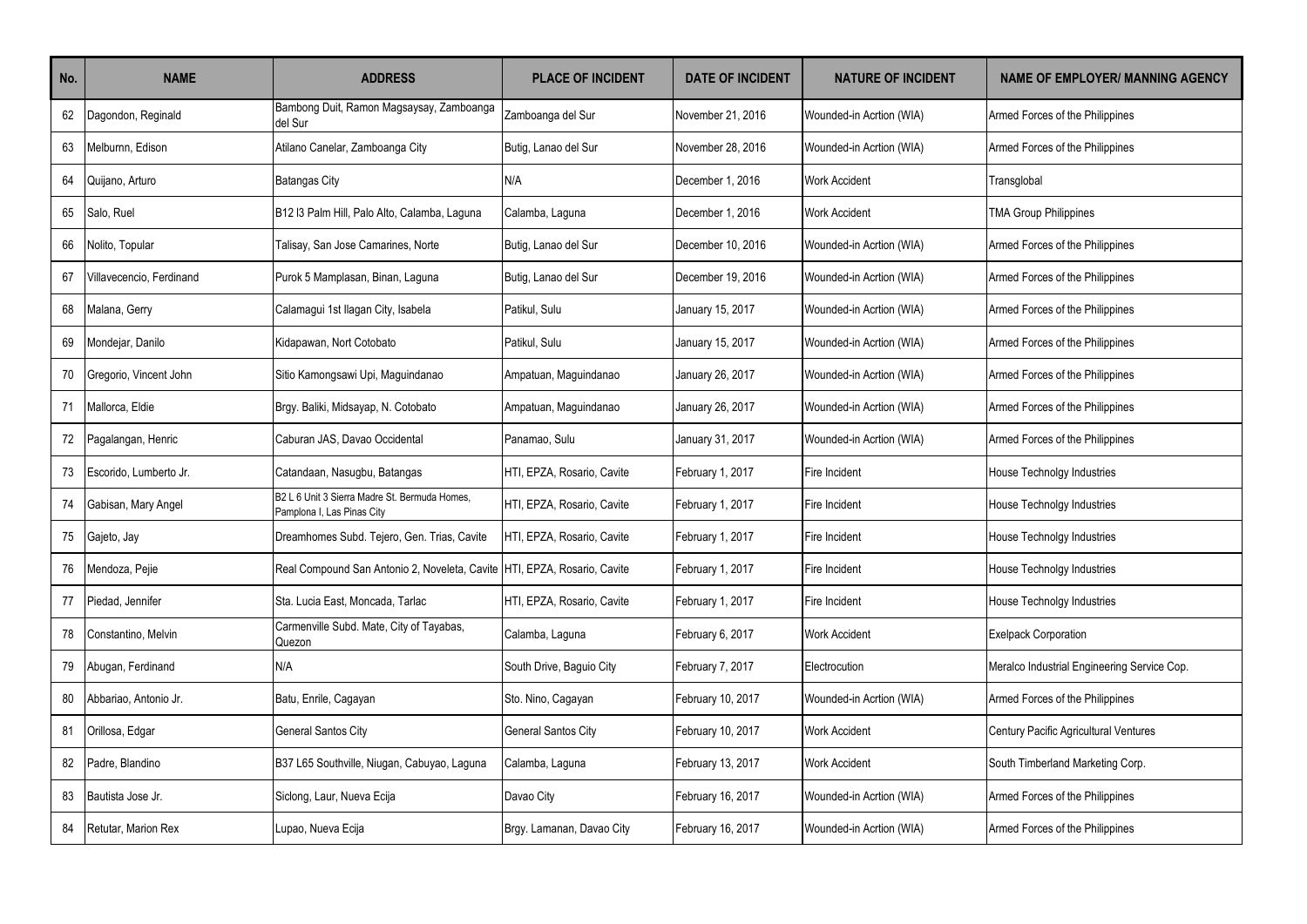| No. | NAME | ADDRESS | PLACE OF INCIDENT | DATE OF INCIDENT | NATURE OF INCIDENT | NAME OF EMPLOYER/ MANNING AGENCY |
|---|---|---|---|---|---|---|
| 62 | Dagondon, Reginald | Bambong Duit, Ramon Magsaysay, Zamboanga del Sur | Zamboanga del Sur | November 21, 2016 | Wounded-in Acrtion (WIA) | Armed Forces of the Philippines |
| 63 | Melburnn, Edison | Atilano Canelar, Zamboanga City | Butig, Lanao del Sur | November 28, 2016 | Wounded-in Acrtion (WIA) | Armed Forces of the Philippines |
| 64 | Quijano, Arturo | Batangas City | N/A | December 1, 2016 | Work Accident | Transglobal |
| 65 | Salo, Ruel | B12 I3 Palm Hill, Palo Alto, Calamba, Laguna | Calamba, Laguna | December 1, 2016 | Work Accident | TMA Group Philippines |
| 66 | Nolito, Topular | Talisay, San Jose Camarines, Norte | Butig, Lanao del Sur | December 10, 2016 | Wounded-in Acrtion (WIA) | Armed Forces of the Philippines |
| 67 | Villavecencio, Ferdinand | Purok 5 Mamplasan, Binan, Laguna | Butig, Lanao del Sur | December 19, 2016 | Wounded-in Acrtion (WIA) | Armed Forces of the Philippines |
| 68 | Malana, Gerry | Calamagui 1st Ilagan City, Isabela | Patikul, Sulu | January 15, 2017 | Wounded-in Acrtion (WIA) | Armed Forces of the Philippines |
| 69 | Mondejar, Danilo | Kidapawan, Nort Cotobato | Patikul, Sulu | January 15, 2017 | Wounded-in Acrtion (WIA) | Armed Forces of the Philippines |
| 70 | Gregorio, Vincent John | Sitio Kamongsawi Upi, Maguindanao | Ampatuan, Maguindanao | January 26, 2017 | Wounded-in Acrtion (WIA) | Armed Forces of the Philippines |
| 71 | Mallorca, Eldie | Brgy. Baliki, Midsayap, N. Cotobato | Ampatuan, Maguindanao | January 26, 2017 | Wounded-in Acrtion (WIA) | Armed Forces of the Philippines |
| 72 | Pagalangan, Henric | Caburan JAS, Davao Occidental | Panamao, Sulu | January 31, 2017 | Wounded-in Acrtion (WIA) | Armed Forces of the Philippines |
| 73 | Escorido, Lumberto Jr. | Catandaan, Nasugbu, Batangas | HTI, EPZA, Rosario, Cavite | February 1, 2017 | Fire Incident | House Technolgy Industries |
| 74 | Gabisan, Mary Angel | B2 L 6 Unit 3 Sierra Madre St. Bermuda Homes, Pamplona I, Las Pinas City | HTI, EPZA, Rosario, Cavite | February 1, 2017 | Fire Incident | House Technolgy Industries |
| 75 | Gajeto, Jay | Dreamhomes Subd. Tejero, Gen. Trias, Cavite | HTI, EPZA, Rosario, Cavite | February 1, 2017 | Fire Incident | House Technolgy Industries |
| 76 | Mendoza, Pejie | Real Compound San Antonio 2, Noveleta, Cavite | HTI, EPZA, Rosario, Cavite | February 1, 2017 | Fire Incident | House Technolgy Industries |
| 77 | Piedad, Jennifer | Sta. Lucia East, Moncada, Tarlac | HTI, EPZA, Rosario, Cavite | February 1, 2017 | Fire Incident | House Technolgy Industries |
| 78 | Constantino, Melvin | Carmenville Subd. Mate, City of Tayabas, Quezon | Calamba, Laguna | February 6, 2017 | Work Accident | Exelpack Corporation |
| 79 | Abugan, Ferdinand | N/A | South Drive, Baguio City | February 7, 2017 | Electrocution | Meralco Industrial Engineering Service Cop. |
| 80 | Abbariao, Antonio Jr. | Batu, Enrile, Cagayan | Sto. Nino, Cagayan | February 10, 2017 | Wounded-in Acrtion (WIA) | Armed Forces of the Philippines |
| 81 | Orillosa, Edgar | General Santos City | General Santos City | February 10, 2017 | Work Accident | Century Pacific Agricultural Ventures |
| 82 | Padre, Blandino | B37 L65 Southville, Niugan, Cabuyao, Laguna | Calamba, Laguna | February 13, 2017 | Work Accident | South Timberland Marketing Corp. |
| 83 | Bautista Jose Jr. | Siclong, Laur, Nueva Ecija | Davao City | February 16, 2017 | Wounded-in Acrtion (WIA) | Armed Forces of the Philippines |
| 84 | Retutar, Marion Rex | Lupao, Nueva Ecija | Brgy. Lamanan, Davao City | February 16, 2017 | Wounded-in Acrtion (WIA) | Armed Forces of the Philippines |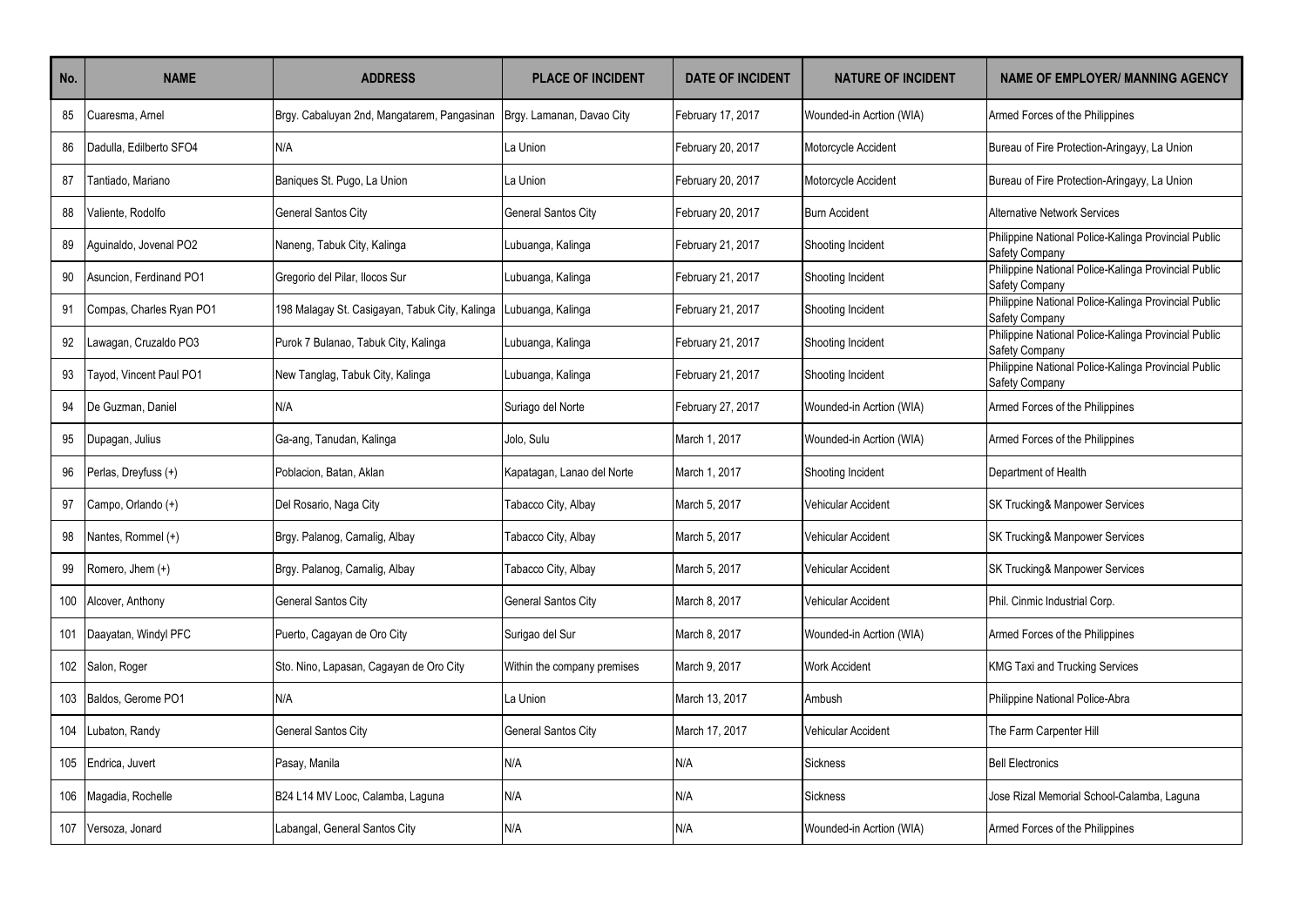| No. | NAME | ADDRESS | PLACE OF INCIDENT | DATE OF INCIDENT | NATURE OF INCIDENT | NAME OF EMPLOYER/ MANNING AGENCY |
|---|---|---|---|---|---|---|
| 85 | Cuaresma, Arnel | Brgy. Cabaluyan 2nd, Mangatarem, Pangasinan | Brgy. Lamanan, Davao City | February 17, 2017 | Wounded-in Acrtion (WIA) | Armed Forces of the Philippines |
| 86 | Dadulla, Edilberto SFO4 | N/A | La Union | February 20, 2017 | Motorcycle Accident | Bureau of Fire Protection-Aringayy, La Union |
| 87 | Tantiado, Mariano | Baniques St. Pugo, La Union | La Union | February 20, 2017 | Motorcycle Accident | Bureau of Fire Protection-Aringayy, La Union |
| 88 | Valiente, Rodolfo | General Santos City | General Santos City | February 20, 2017 | Burn Accident | Alternative Network Services |
| 89 | Aguinaldo, Jovenal PO2 | Naneng, Tabuk City, Kalinga | Lubuanga, Kalinga | February 21, 2017 | Shooting Incident | Philippine National Police-Kalinga Provincial Public Safety Company |
| 90 | Asuncion, Ferdinand PO1 | Gregorio del Pilar, Ilocos Sur | Lubuanga, Kalinga | February 21, 2017 | Shooting Incident | Philippine National Police-Kalinga Provincial Public Safety Company |
| 91 | Compas, Charles Ryan PO1 | 198 Malagay St. Casigayan, Tabuk City, Kalinga | Lubuanga, Kalinga | February 21, 2017 | Shooting Incident | Philippine National Police-Kalinga Provincial Public Safety Company |
| 92 | Lawagan, Cruzaldo PO3 | Purok 7 Bulanao, Tabuk City, Kalinga | Lubuanga, Kalinga | February 21, 2017 | Shooting Incident | Philippine National Police-Kalinga Provincial Public Safety Company |
| 93 | Tayod, Vincent Paul PO1 | New Tanglag, Tabuk City, Kalinga | Lubuanga, Kalinga | February 21, 2017 | Shooting Incident | Philippine National Police-Kalinga Provincial Public Safety Company |
| 94 | De Guzman, Daniel | N/A | Suriago del Norte | February 27, 2017 | Wounded-in Acrtion (WIA) | Armed Forces of the Philippines |
| 95 | Dupagan, Julius | Ga-ang, Tanudan, Kalinga | Jolo, Sulu | March 1, 2017 | Wounded-in Acrtion (WIA) | Armed Forces of the Philippines |
| 96 | Perlas, Dreyfuss (+) | Poblacion, Batan, Aklan | Kapatagan, Lanao del Norte | March 1, 2017 | Shooting Incident | Department of Health |
| 97 | Campo, Orlando (+) | Del Rosario, Naga City | Tabacco City, Albay | March 5, 2017 | Vehicular Accident | SK Trucking& Manpower Services |
| 98 | Nantes, Rommel (+) | Brgy. Palanog, Camalig, Albay | Tabacco City, Albay | March 5, 2017 | Vehicular Accident | SK Trucking& Manpower Services |
| 99 | Romero, Jhem (+) | Brgy. Palanog, Camalig, Albay | Tabacco City, Albay | March 5, 2017 | Vehicular Accident | SK Trucking& Manpower Services |
| 100 | Alcover, Anthony | General Santos City | General Santos City | March 8, 2017 | Vehicular Accident | Phil. Cinmic Industrial Corp. |
| 101 | Daayatan, Windyl PFC | Puerto, Cagayan de Oro City | Surigao del Sur | March 8, 2017 | Wounded-in Acrtion (WIA) | Armed Forces of the Philippines |
| 102 | Salon, Roger | Sto. Nino, Lapasan, Cagayan de Oro City | Within the company premises | March 9, 2017 | Work Accident | KMG Taxi and Trucking Services |
| 103 | Baldos, Gerome PO1 | N/A | La Union | March 13, 2017 | Ambush | Philippine National Police-Abra |
| 104 | Lubaton, Randy | General Santos City | General Santos City | March 17, 2017 | Vehicular Accident | The Farm Carpenter Hill |
| 105 | Endrica, Juvert | Pasay, Manila | N/A | N/A | Sickness | Bell Electronics |
| 106 | Magadia, Rochelle | B24 L14 MV Looc, Calamba, Laguna | N/A | N/A | Sickness | Jose Rizal Memorial School-Calamba, Laguna |
| 107 | Versoza, Jonard | Labangal, General Santos City | N/A | N/A | Wounded-in Acrtion (WIA) | Armed Forces of the Philippines |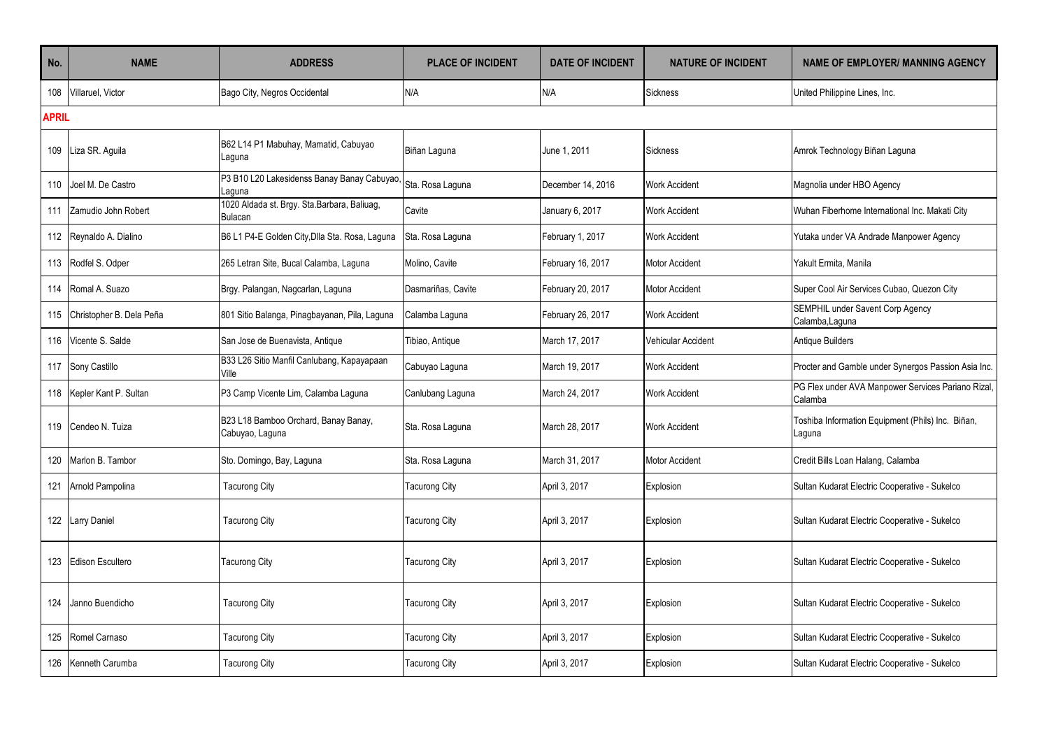| No. | NAME | ADDRESS | PLACE OF INCIDENT | DATE OF INCIDENT | NATURE OF INCIDENT | NAME OF EMPLOYER/ MANNING AGENCY |
|---|---|---|---|---|---|---|
| 108 | Villaruel, Victor | Bago City, Negros Occidental | N/A | N/A | Sickness | United Philippine Lines, Inc. |
| **APRIL** | | | | | | |
| 109 | Liza SR. Aguila | B62 L14 P1 Mabuhay, Mamatid, Cabuyao Laguna | Biñan Laguna | June 1, 2011 | Sickness | Amrok Technology Biñan Laguna |
| 110 | Joel M. De Castro | P3 B10 L20 Lakesidenss Banay Banay Cabuyao, Laguna | Sta. Rosa Laguna | December 14, 2016 | Work Accident | Magnolia under HBO Agency |
| 111 | Zamudio John Robert | 1020 Aldada st. Brgy. Sta.Barbara, Baliuag, Bulacan | Cavite | January 6, 2017 | Work Accident | Wuhan Fiberhome International Inc. Makati City |
| 112 | Reynaldo A. Dialino | B6 L1 P4-E Golden City,Dlla Sta. Rosa, Laguna | Sta. Rosa Laguna | February 1, 2017 | Work Accident | Yutaka under VA Andrade Manpower Agency |
| 113 | Rodfel S. Odper | 265 Letran Site, Bucal Calamba, Laguna | Molino, Cavite | February 16, 2017 | Motor Accident | Yakult Ermita, Manila |
| 114 | Romal A. Suazo | Brgy. Palangan, Nagcarlan, Laguna | Dasmariñas, Cavite | February 20, 2017 | Motor Accident | Super Cool Air Services Cubao, Quezon City |
| 115 | Christopher B. Dela Peña | 801 Sitio Balanga, Pinagbayanan, Pila, Laguna | Calamba Laguna | February 26, 2017 | Work Accident | SEMPHIL under Savent Corp Agency Calamba,Laguna |
| 116 | Vicente S. Salde | San Jose de Buenavista, Antique | Tibiao, Antique | March 17, 2017 | Vehicular Accident | Antique Builders |
| 117 | Sony Castillo | B33 L26 Sitio Manfil Canlubang, Kapayapaan Ville | Cabuyao Laguna | March 19, 2017 | Work Accident | Procter and Gamble under Synergos Passion Asia Inc. |
| 118 | Kepler Kant P. Sultan | P3 Camp Vicente Lim, Calamba Laguna | Canlubang Laguna | March 24, 2017 | Work Accident | PG Flex under AVA Manpower Services Pariano Rizal, Calamba |
| 119 | Cendeo N. Tuiza | B23 L18 Bamboo Orchard, Banay Banay, Cabuyao, Laguna | Sta. Rosa Laguna | March 28, 2017 | Work Accident | Toshiba Information Equipment (Phils) Inc. Biñan, Laguna |
| 120 | Marlon B. Tambor | Sto. Domingo, Bay, Laguna | Sta. Rosa Laguna | March 31, 2017 | Motor Accident | Credit Bills Loan Halang, Calamba |
| 121 | Arnold Pampolina | Tacurong City | Tacurong City | April 3, 2017 | Explosion | Sultan Kudarat Electric Cooperative - Sukelco |
| 122 | Larry Daniel | Tacurong City | Tacurong City | April 3, 2017 | Explosion | Sultan Kudarat Electric Cooperative - Sukelco |
| 123 | Edison Escultero | Tacurong City | Tacurong City | April 3, 2017 | Explosion | Sultan Kudarat Electric Cooperative - Sukelco |
| 124 | Janno Buendicho | Tacurong City | Tacurong City | April 3, 2017 | Explosion | Sultan Kudarat Electric Cooperative - Sukelco |
| 125 | Romel Carnaso | Tacurong City | Tacurong City | April 3, 2017 | Explosion | Sultan Kudarat Electric Cooperative - Sukelco |
| 126 | Kenneth Carumba | Tacurong City | Tacurong City | April 3, 2017 | Explosion | Sultan Kudarat Electric Cooperative - Sukelco |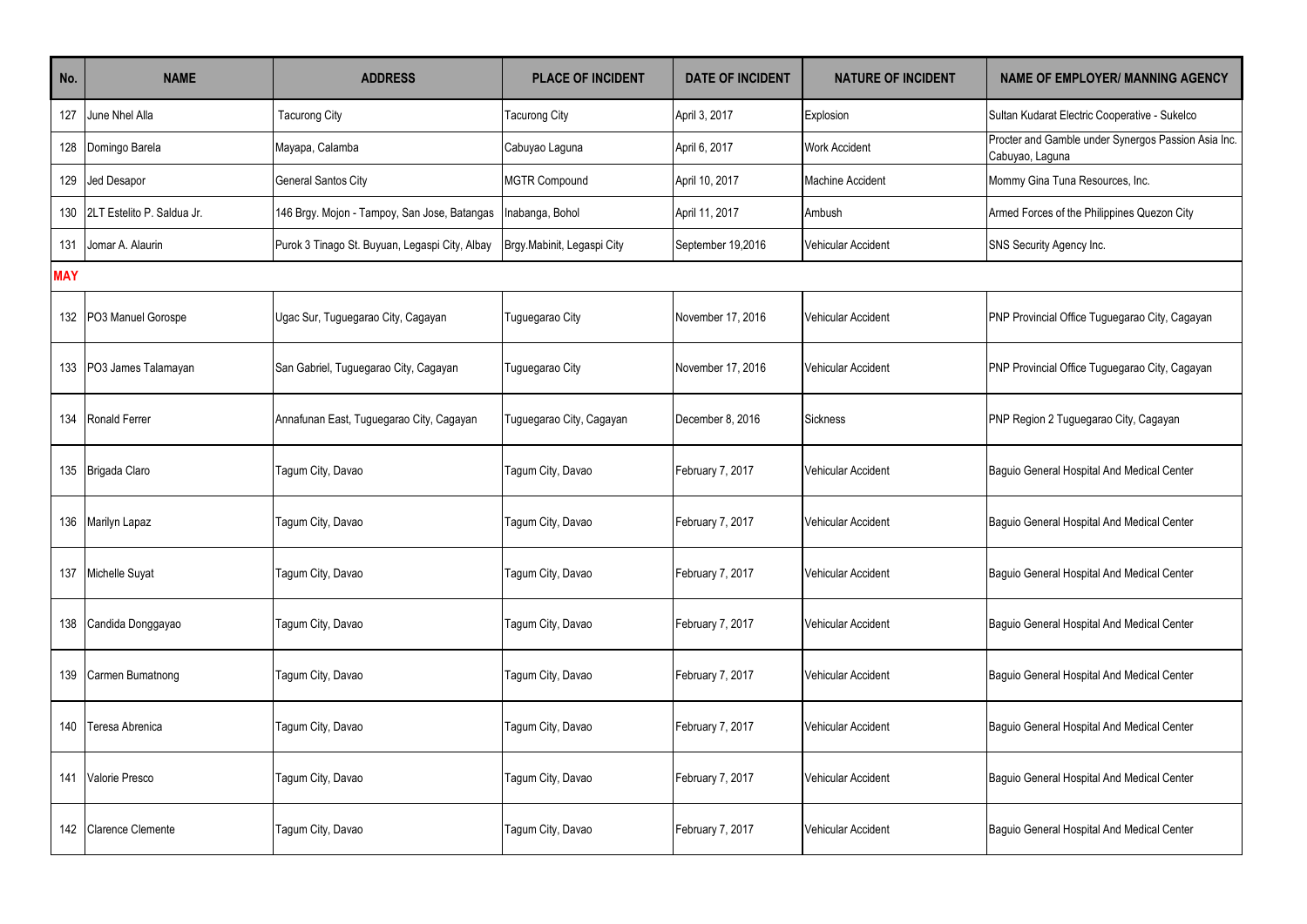| No. | NAME | ADDRESS | PLACE OF INCIDENT | DATE OF INCIDENT | NATURE OF INCIDENT | NAME OF EMPLOYER/ MANNING AGENCY |
|---|---|---|---|---|---|---|
| 127 | June Nhel Alla | Tacurong City | Tacurong City | April 3, 2017 | Explosion | Sultan Kudarat Electric Cooperative - Sukelco |
| 128 | Domingo Barela | Mayapa, Calamba | Cabuyao Laguna | April 6, 2017 | Work Accident | Procter and Gamble under Synergos Passion Asia Inc. Cabuyao, Laguna |
| 129 | Jed Desapor | General Santos City | MGTR Compound | April 10, 2017 | Machine Accident | Mommy Gina Tuna Resources, Inc. |
| 130 | 2LT Estelito P. Saldua Jr. | 146 Brgy. Mojon - Tampoy, San Jose, Batangas | Inabanga, Bohol | April 11, 2017 | Ambush | Armed Forces of the Philippines Quezon City |
| 131 | Jomar A. Alaurin | Purok 3 Tinago St. Buyuan, Legaspi City, Albay | Brgy.Mabinit, Legaspi City | September 19,2016 | Vehicular Accident | SNS Security Agency Inc. |
| **MAY** | | | | | | |
| 132 | PO3 Manuel Gorospe | Ugac Sur, Tuguegarao City, Cagayan | Tuguegarao City | November 17, 2016 | Vehicular Accident | PNP Provincial Office Tuguegarao City, Cagayan |
| 133 | PO3 James Talamayan | San Gabriel, Tuguegarao City, Cagayan | Tuguegarao City | November 17, 2016 | Vehicular Accident | PNP Provincial Office Tuguegarao City, Cagayan |
| 134 | Ronald Ferrer | Annafunan East, Tuguegarao City, Cagayan | Tuguegarao City, Cagayan | December 8, 2016 | Sickness | PNP Region 2 Tuguegarao City, Cagayan |
| 135 | Brigada Claro | Tagum City, Davao | Tagum City, Davao | February 7, 2017 | Vehicular Accident | Baguio General Hospital And Medical Center |
| 136 | Marilyn Lapaz | Tagum City, Davao | Tagum City, Davao | February 7, 2017 | Vehicular Accident | Baguio General Hospital And Medical Center |
| 137 | Michelle Suyat | Tagum City, Davao | Tagum City, Davao | February 7, 2017 | Vehicular Accident | Baguio General Hospital And Medical Center |
| 138 | Candida Donggayao | Tagum City, Davao | Tagum City, Davao | February 7, 2017 | Vehicular Accident | Baguio General Hospital And Medical Center |
| 139 | Carmen Bumatnong | Tagum City, Davao | Tagum City, Davao | February 7, 2017 | Vehicular Accident | Baguio General Hospital And Medical Center |
| 140 | Teresa Abrenica | Tagum City, Davao | Tagum City, Davao | February 7, 2017 | Vehicular Accident | Baguio General Hospital And Medical Center |
| 141 | Valorie Presco | Tagum City, Davao | Tagum City, Davao | February 7, 2017 | Vehicular Accident | Baguio General Hospital And Medical Center |
| 142 | Clarence Clemente | Tagum City, Davao | Tagum City, Davao | February 7, 2017 | Vehicular Accident | Baguio General Hospital And Medical Center |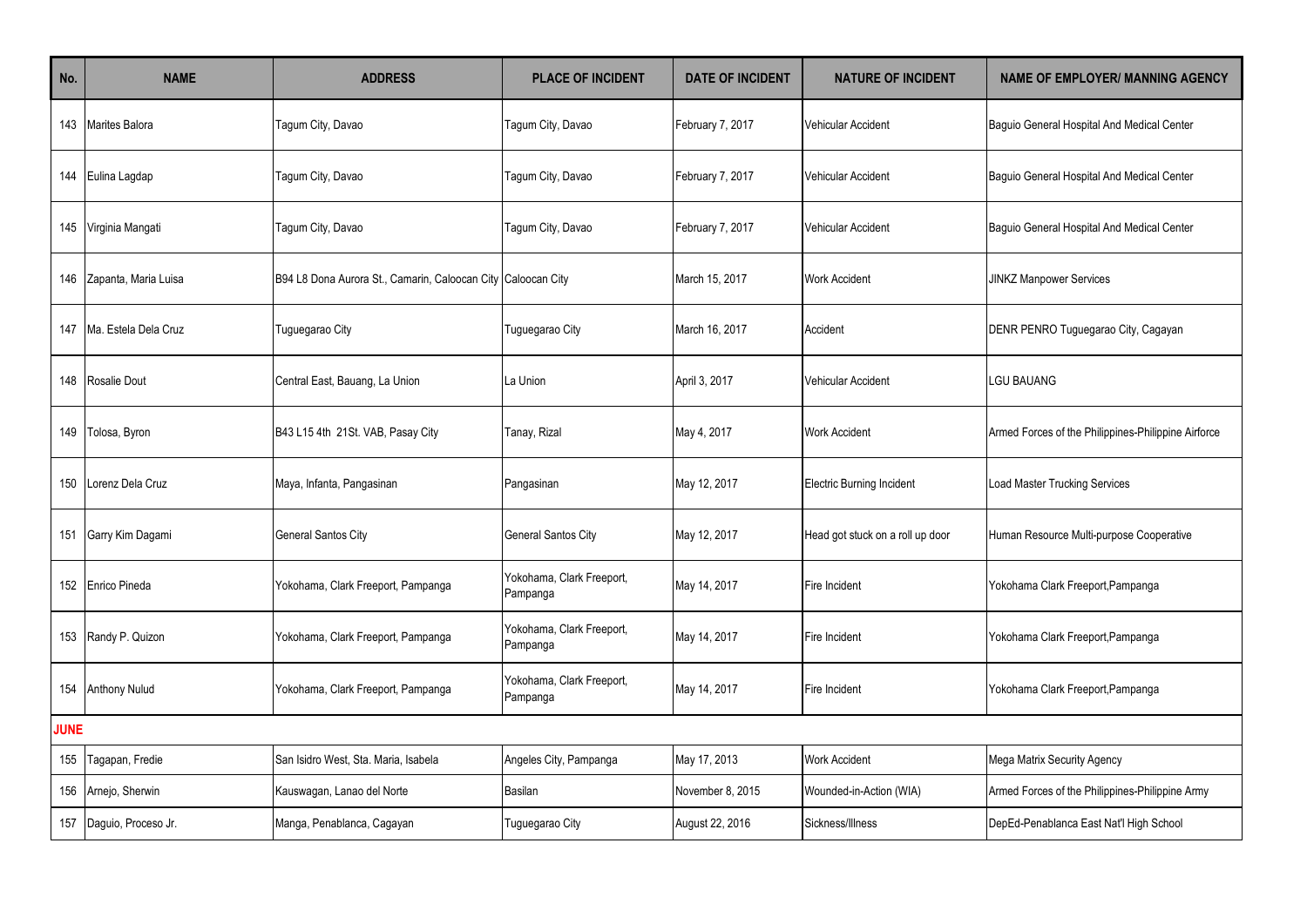| No. | NAME | ADDRESS | PLACE OF INCIDENT | DATE OF INCIDENT | NATURE OF INCIDENT | NAME OF EMPLOYER/ MANNING AGENCY |
|---|---|---|---|---|---|---|
| 143 | Marites Balora | Tagum City, Davao | Tagum City, Davao | February 7, 2017 | Vehicular Accident | Baguio General Hospital And Medical Center |
| 144 | Eulina Lagdap | Tagum City, Davao | Tagum City, Davao | February 7, 2017 | Vehicular Accident | Baguio General Hospital And Medical Center |
| 145 | Virginia Mangati | Tagum City, Davao | Tagum City, Davao | February 7, 2017 | Vehicular Accident | Baguio General Hospital And Medical Center |
| 146 | Zapanta, Maria Luisa | B94 L8 Dona Aurora St., Camarin, Caloocan City | Caloocan City | March 15, 2017 | Work Accident | JINKZ Manpower Services |
| 147 | Ma. Estela Dela Cruz | Tuguegarao City | Tuguegarao City | March 16, 2017 | Accident | DENR PENRO Tuguegarao City, Cagayan |
| 148 | Rosalie Dout | Central East, Bauang, La Union | La Union | April 3, 2017 | Vehicular Accident | LGU BAUANG |
| 149 | Tolosa, Byron | B43 L15 4th 21St. VAB, Pasay City | Tanay, Rizal | May 4, 2017 | Work Accident | Armed Forces of the Philippines-Philippine Airforce |
| 150 | Lorenz Dela Cruz | Maya, Infanta, Pangasinan | Pangasinan | May 12, 2017 | Electric Burning Incident | Load Master Trucking Services |
| 151 | Garry Kim Dagami | General Santos City | General Santos City | May 12, 2017 | Head got stuck on a roll up door | Human Resource Multi-purpose Cooperative |
| 152 | Enrico Pineda | Yokohama, Clark Freeport, Pampanga | Yokohama, Clark Freeport, Pampanga | May 14, 2017 | Fire Incident | Yokohama Clark Freeport,Pampanga |
| 153 | Randy P. Quizon | Yokohama, Clark Freeport, Pampanga | Yokohama, Clark Freeport, Pampanga | May 14, 2017 | Fire Incident | Yokohama Clark Freeport,Pampanga |
| 154 | Anthony Nulud | Yokohama, Clark Freeport, Pampanga | Yokohama, Clark Freeport, Pampanga | May 14, 2017 | Fire Incident | Yokohama Clark Freeport,Pampanga |
| **JUNE** | | | | | | |
| 155 | Tagapan, Fredie | San Isidro West, Sta. Maria, Isabela | Angeles City, Pampanga | May 17, 2013 | Work Accident | Mega Matrix Security Agency |
| 156 | Arnejo, Sherwin | Kauswagan, Lanao del Norte | Basilan | November 8, 2015 | Wounded-in-Action (WIA) | Armed Forces of the Philippines-Philippine Army |
| 157 | Daguio, Proceso Jr. | Manga, Penablanca, Cagayan | Tuguegarao City | August 22, 2016 | Sickness/Illness | DepEd-Penablanca East Nat'l High School |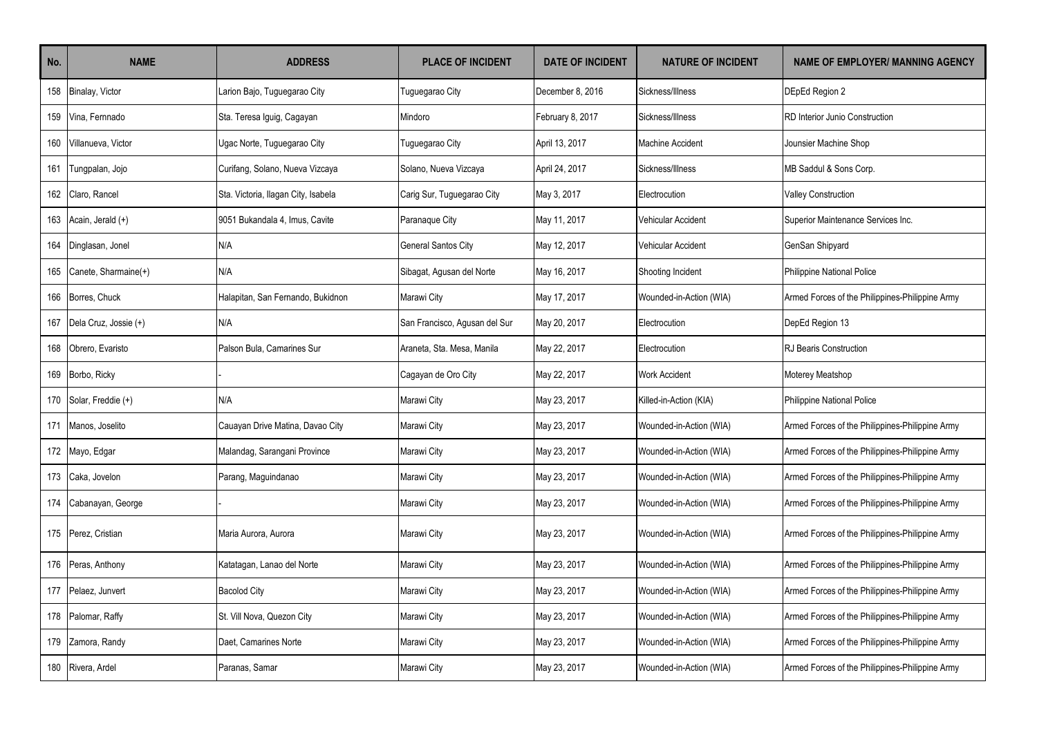| No. | NAME | ADDRESS | PLACE OF INCIDENT | DATE OF INCIDENT | NATURE OF INCIDENT | NAME OF EMPLOYER/ MANNING AGENCY |
|---|---|---|---|---|---|---|
| 158 | Binalay, Victor | Larion Bajo, Tuguegarao City | Tuguegarao City | December 8, 2016 | Sickness/Illness | DEpEd Region 2 |
| 159 | Vina, Fernnado | Sta. Teresa Iguig, Cagayan | Mindoro | February 8, 2017 | Sickness/Illness | RD Interior Junio Construction |
| 160 | Villanueva, Victor | Ugac Norte, Tuguegarao City | Tuguegarao City | April 13, 2017 | Machine Accident | Jounsier Machine Shop |
| 161 | Tungpalan, Jojo | Curifang, Solano, Nueva Vizcaya | Solano, Nueva Vizcaya | April 24, 2017 | Sickness/Illness | MB Saddul & Sons Corp. |
| 162 | Claro, Rancel | Sta. Victoria, Ilagan City, Isabela | Carig Sur, Tuguegarao City | May 3, 2017 | Electrocution | Valley Construction |
| 163 | Acain, Jerald (+) | 9051 Bukandala 4, Imus, Cavite | Paranaque City | May 11, 2017 | Vehicular Accident | Superior Maintenance Services Inc. |
| 164 | Dinglasan, Jonel | N/A | General Santos City | May 12, 2017 | Vehicular Accident | GenSan Shipyard |
| 165 | Canete, Sharmaine(+) | N/A | Sibagat, Agusan del Norte | May 16, 2017 | Shooting Incident | Philippine National Police |
| 166 | Borres, Chuck | Halapitan, San Fernando, Bukidnon | Marawi City | May 17, 2017 | Wounded-in-Action (WIA) | Armed Forces of the Philippines-Philippine Army |
| 167 | Dela Cruz, Jossie (+) | N/A | San Francisco, Agusan del Sur | May 20, 2017 | Electrocution | DepEd Region 13 |
| 168 | Obrero, Evaristo | Palson Bula, Camarines Sur | Araneta, Sta. Mesa, Manila | May 22, 2017 | Electrocution | RJ Bearis Construction |
| 169 | Borbo, Ricky | - | Cagayan de Oro City | May 22, 2017 | Work Accident | Moterey Meatshop |
| 170 | Solar, Freddie (+) | N/A | Marawi City | May 23, 2017 | Killed-in-Action (KIA) | Philippine National Police |
| 171 | Manos, Joselito | Cauayan Drive Matina, Davao City | Marawi City | May 23, 2017 | Wounded-in-Action (WIA) | Armed Forces of the Philippines-Philippine Army |
| 172 | Mayo, Edgar | Malandag, Sarangani Province | Marawi City | May 23, 2017 | Wounded-in-Action (WIA) | Armed Forces of the Philippines-Philippine Army |
| 173 | Caka, Jovelon | Parang, Maguindanao | Marawi City | May 23, 2017 | Wounded-in-Action (WIA) | Armed Forces of the Philippines-Philippine Army |
| 174 | Cabanayan, George | - | Marawi City | May 23, 2017 | Wounded-in-Action (WIA) | Armed Forces of the Philippines-Philippine Army |
| 175 | Perez, Cristian | Maria Aurora, Aurora | Marawi City | May 23, 2017 | Wounded-in-Action (WIA) | Armed Forces of the Philippines-Philippine Army |
| 176 | Peras, Anthony | Katatagan, Lanao del Norte | Marawi City | May 23, 2017 | Wounded-in-Action (WIA) | Armed Forces of the Philippines-Philippine Army |
| 177 | Pelaez, Junvert | Bacolod City | Marawi City | May 23, 2017 | Wounded-in-Action (WIA) | Armed Forces of the Philippines-Philippine Army |
| 178 | Palomar, Raffy | St. Vill Nova, Quezon City | Marawi City | May 23, 2017 | Wounded-in-Action (WIA) | Armed Forces of the Philippines-Philippine Army |
| 179 | Zamora, Randy | Daet, Camarines Norte | Marawi City | May 23, 2017 | Wounded-in-Action (WIA) | Armed Forces of the Philippines-Philippine Army |
| 180 | Rivera, Ardel | Paranas, Samar | Marawi City | May 23, 2017 | Wounded-in-Action (WIA) | Armed Forces of the Philippines-Philippine Army |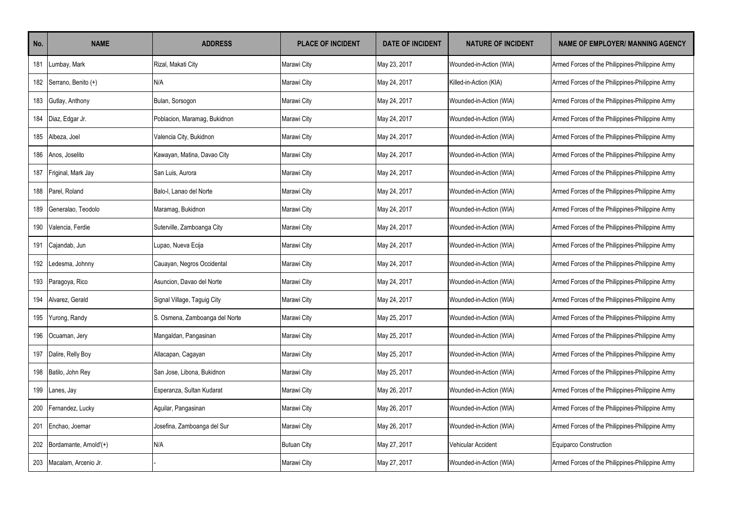| No. | NAME | ADDRESS | PLACE OF INCIDENT | DATE OF INCIDENT | NATURE OF INCIDENT | NAME OF EMPLOYER/ MANNING AGENCY |
|---|---|---|---|---|---|---|
| 181 | Lumbay, Mark | Rizal, Makati City | Marawi City | May 23, 2017 | Wounded-in-Action (WIA) | Armed Forces of the Philippines-Philippine Army |
| 182 | Serrano, Benito (+) | N/A | Marawi City | May 24, 2017 | Killed-in-Action (KIA) | Armed Forces of the Philippines-Philippine Army |
| 183 | Gutlay, Anthony | Bulan, Sorsogon | Marawi City | May 24, 2017 | Wounded-in-Action (WIA) | Armed Forces of the Philippines-Philippine Army |
| 184 | Diaz, Edgar Jr. | Poblacion, Maramag, Bukidnon | Marawi City | May 24, 2017 | Wounded-in-Action (WIA) | Armed Forces of the Philippines-Philippine Army |
| 185 | Albeza, Joel | Valencia City, Bukidnon | Marawi City | May 24, 2017 | Wounded-in-Action (WIA) | Armed Forces of the Philippines-Philippine Army |
| 186 | Anos, Joselito | Kawayan, Matina, Davao City | Marawi City | May 24, 2017 | Wounded-in-Action (WIA) | Armed Forces of the Philippines-Philippine Army |
| 187 | Friginal, Mark Jay | San Luis, Aurora | Marawi City | May 24, 2017 | Wounded-in-Action (WIA) | Armed Forces of the Philippines-Philippine Army |
| 188 | Parel, Roland | Balo-I, Lanao del Norte | Marawi City | May 24, 2017 | Wounded-in-Action (WIA) | Armed Forces of the Philippines-Philippine Army |
| 189 | Generalao, Teodolo | Maramag, Bukidnon | Marawi City | May 24, 2017 | Wounded-in-Action (WIA) | Armed Forces of the Philippines-Philippine Army |
| 190 | Valencia, Ferdie | Suterville, Zamboanga City | Marawi City | May 24, 2017 | Wounded-in-Action (WIA) | Armed Forces of the Philippines-Philippine Army |
| 191 | Cajandab, Jun | Lupao, Nueva Ecija | Marawi City | May 24, 2017 | Wounded-in-Action (WIA) | Armed Forces of the Philippines-Philippine Army |
| 192 | Ledesma, Johnny | Cauayan, Negros Occidental | Marawi City | May 24, 2017 | Wounded-in-Action (WIA) | Armed Forces of the Philippines-Philippine Army |
| 193 | Paragoya, Rico | Asuncion, Davao del Norte | Marawi City | May 24, 2017 | Wounded-in-Action (WIA) | Armed Forces of the Philippines-Philippine Army |
| 194 | Alvarez, Gerald | Signal Village, Taguig City | Marawi City | May 24, 2017 | Wounded-in-Action (WIA) | Armed Forces of the Philippines-Philippine Army |
| 195 | Yurong, Randy | S. Osmena, Zamboanga del Norte | Marawi City | May 25, 2017 | Wounded-in-Action (WIA) | Armed Forces of the Philippines-Philippine Army |
| 196 | Ocuaman, Jery | Mangaldan, Pangasinan | Marawi City | May 25, 2017 | Wounded-in-Action (WIA) | Armed Forces of the Philippines-Philippine Army |
| 197 | Dalire, Relly Boy | Allacapan, Cagayan | Marawi City | May 25, 2017 | Wounded-in-Action (WIA) | Armed Forces of the Philippines-Philippine Army |
| 198 | Batilo, John Rey | San Jose, Libona, Bukidnon | Marawi City | May 25, 2017 | Wounded-in-Action (WIA) | Armed Forces of the Philippines-Philippine Army |
| 199 | Lanes, Jay | Esperanza, Sultan Kudarat | Marawi City | May 26, 2017 | Wounded-in-Action (WIA) | Armed Forces of the Philippines-Philippine Army |
| 200 | Fernandez, Lucky | Aguilar, Pangasinan | Marawi City | May 26, 2017 | Wounded-in-Action (WIA) | Armed Forces of the Philippines-Philippine Army |
| 201 | Enchao, Joemar | Josefina, Zamboanga del Sur | Marawi City | May 26, 2017 | Wounded-in-Action (WIA) | Armed Forces of the Philippines-Philippine Army |
| 202 | Bordamante, Arnold'(+) | N/A | Butuan City | May 27, 2017 | Vehicular Accident | Equiparco Construction |
| 203 | Macalam, Arcenio Jr. | - | Marawi City | May 27, 2017 | Wounded-in-Action (WIA) | Armed Forces of the Philippines-Philippine Army |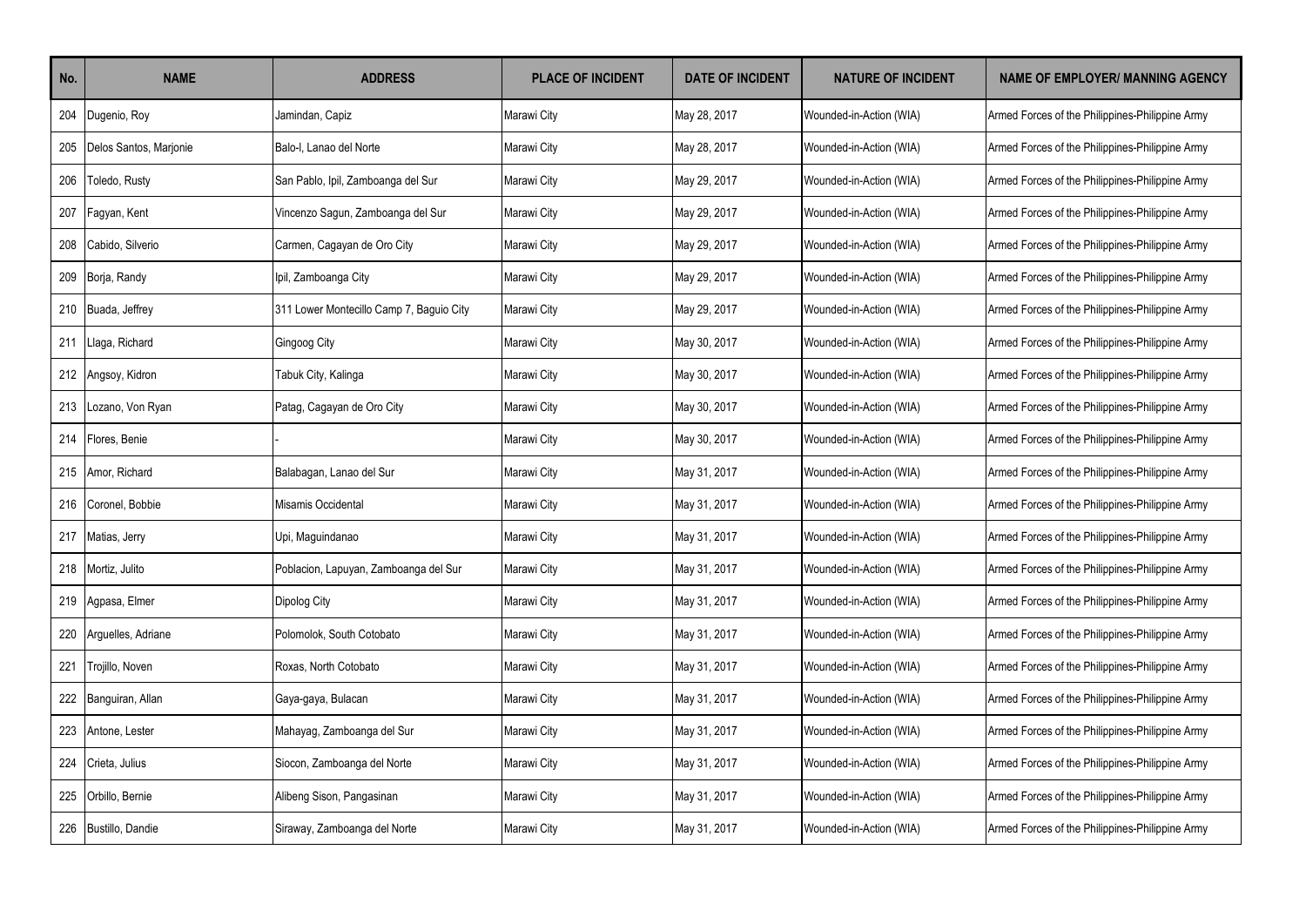| No. | NAME | ADDRESS | PLACE OF INCIDENT | DATE OF INCIDENT | NATURE OF INCIDENT | NAME OF EMPLOYER/ MANNING AGENCY |
|---|---|---|---|---|---|---|
| 204 | Dugenio, Roy | Jamindan, Capiz | Marawi City | May 28, 2017 | Wounded-in-Action (WIA) | Armed Forces of the Philippines-Philippine Army |
| 205 | Delos Santos, Marjonie | Balo-I, Lanao del Norte | Marawi City | May 28, 2017 | Wounded-in-Action (WIA) | Armed Forces of the Philippines-Philippine Army |
| 206 | Toledo, Rusty | San Pablo, Ipil, Zamboanga del Sur | Marawi City | May 29, 2017 | Wounded-in-Action (WIA) | Armed Forces of the Philippines-Philippine Army |
| 207 | Fagyan, Kent | Vincenzo Sagun, Zamboanga del Sur | Marawi City | May 29, 2017 | Wounded-in-Action (WIA) | Armed Forces of the Philippines-Philippine Army |
| 208 | Cabido, Silverio | Carmen, Cagayan de Oro City | Marawi City | May 29, 2017 | Wounded-in-Action (WIA) | Armed Forces of the Philippines-Philippine Army |
| 209 | Borja, Randy | Ipil, Zamboanga City | Marawi City | May 29, 2017 | Wounded-in-Action (WIA) | Armed Forces of the Philippines-Philippine Army |
| 210 | Buada, Jeffrey | 311 Lower Montecillo Camp 7, Baguio City | Marawi City | May 29, 2017 | Wounded-in-Action (WIA) | Armed Forces of the Philippines-Philippine Army |
| 211 | Llaga, Richard | Gingoog City | Marawi City | May 30, 2017 | Wounded-in-Action (WIA) | Armed Forces of the Philippines-Philippine Army |
| 212 | Angsoy, Kidron | Tabuk City, Kalinga | Marawi City | May 30, 2017 | Wounded-in-Action (WIA) | Armed Forces of the Philippines-Philippine Army |
| 213 | Lozano, Von Ryan | Patag, Cagayan de Oro City | Marawi City | May 30, 2017 | Wounded-in-Action (WIA) | Armed Forces of the Philippines-Philippine Army |
| 214 | Flores, Benie | - | Marawi City | May 30, 2017 | Wounded-in-Action (WIA) | Armed Forces of the Philippines-Philippine Army |
| 215 | Amor, Richard | Balabagan, Lanao del Sur | Marawi City | May 31, 2017 | Wounded-in-Action (WIA) | Armed Forces of the Philippines-Philippine Army |
| 216 | Coronel, Bobbie | Misamis Occidental | Marawi City | May 31, 2017 | Wounded-in-Action (WIA) | Armed Forces of the Philippines-Philippine Army |
| 217 | Matias, Jerry | Upi, Maguindanao | Marawi City | May 31, 2017 | Wounded-in-Action (WIA) | Armed Forces of the Philippines-Philippine Army |
| 218 | Mortiz, Julito | Poblacion, Lapuyan, Zamboanga del Sur | Marawi City | May 31, 2017 | Wounded-in-Action (WIA) | Armed Forces of the Philippines-Philippine Army |
| 219 | Agpasa, Elmer | Dipolog City | Marawi City | May 31, 2017 | Wounded-in-Action (WIA) | Armed Forces of the Philippines-Philippine Army |
| 220 | Arguelles, Adriane | Polomolok, South Cotobato | Marawi City | May 31, 2017 | Wounded-in-Action (WIA) | Armed Forces of the Philippines-Philippine Army |
| 221 | Trojillo, Noven | Roxas, North Cotobato | Marawi City | May 31, 2017 | Wounded-in-Action (WIA) | Armed Forces of the Philippines-Philippine Army |
| 222 | Banguiran, Allan | Gaya-gaya, Bulacan | Marawi City | May 31, 2017 | Wounded-in-Action (WIA) | Armed Forces of the Philippines-Philippine Army |
| 223 | Antone, Lester | Mahayag, Zamboanga del Sur | Marawi City | May 31, 2017 | Wounded-in-Action (WIA) | Armed Forces of the Philippines-Philippine Army |
| 224 | Crieta, Julius | Siocon, Zamboanga del Norte | Marawi City | May 31, 2017 | Wounded-in-Action (WIA) | Armed Forces of the Philippines-Philippine Army |
| 225 | Orbillo, Bernie | Alibeng Sison, Pangasinan | Marawi City | May 31, 2017 | Wounded-in-Action (WIA) | Armed Forces of the Philippines-Philippine Army |
| 226 | Bustillo, Dandie | Siraway, Zamboanga del Norte | Marawi City | May 31, 2017 | Wounded-in-Action (WIA) | Armed Forces of the Philippines-Philippine Army |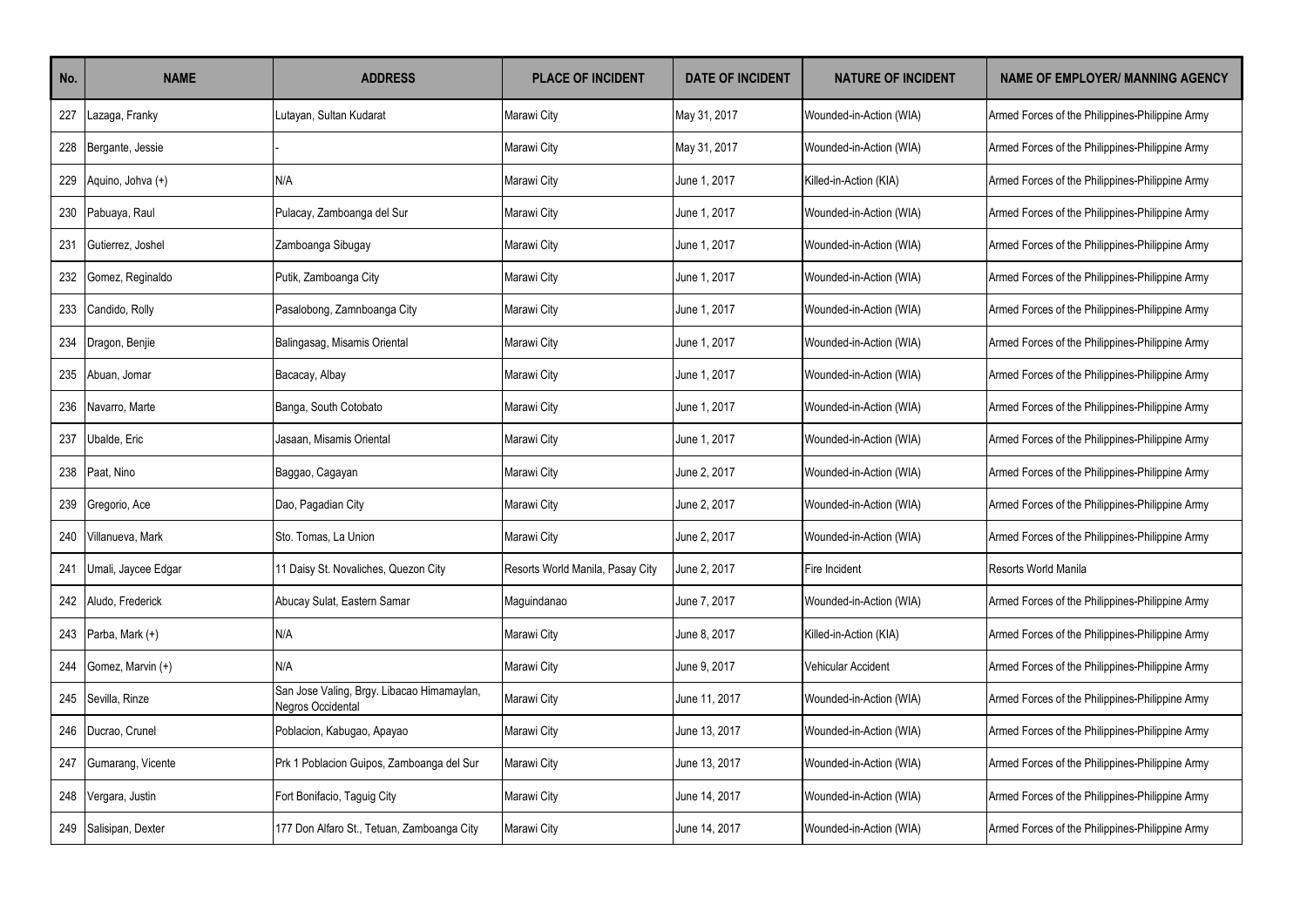| No. | NAME | ADDRESS | PLACE OF INCIDENT | DATE OF INCIDENT | NATURE OF INCIDENT | NAME OF EMPLOYER/ MANNING AGENCY |
|---|---|---|---|---|---|---|
| 227 | Lazaga, Franky | Lutayan, Sultan Kudarat | Marawi City | May 31, 2017 | Wounded-in-Action (WIA) | Armed Forces of the Philippines-Philippine Army |
| 228 | Bergante, Jessie | - | Marawi City | May 31, 2017 | Wounded-in-Action (WIA) | Armed Forces of the Philippines-Philippine Army |
| 229 | Aquino, Johva (+) | N/A | Marawi City | June 1, 2017 | Killed-in-Action (KIA) | Armed Forces of the Philippines-Philippine Army |
| 230 | Pabuaya, Raul | Pulacay, Zamboanga del Sur | Marawi City | June 1, 2017 | Wounded-in-Action (WIA) | Armed Forces of the Philippines-Philippine Army |
| 231 | Gutierrez, Joshel | Zamboanga Sibugay | Marawi City | June 1, 2017 | Wounded-in-Action (WIA) | Armed Forces of the Philippines-Philippine Army |
| 232 | Gomez, Reginaldo | Putik, Zamboanga City | Marawi City | June 1, 2017 | Wounded-in-Action (WIA) | Armed Forces of the Philippines-Philippine Army |
| 233 | Candido, Rolly | Pasalobong, Zamnboanga City | Marawi City | June 1, 2017 | Wounded-in-Action (WIA) | Armed Forces of the Philippines-Philippine Army |
| 234 | Dragon, Benjie | Balingasag, Misamis Oriental | Marawi City | June 1, 2017 | Wounded-in-Action (WIA) | Armed Forces of the Philippines-Philippine Army |
| 235 | Abuan, Jomar | Bacacay, Albay | Marawi City | June 1, 2017 | Wounded-in-Action (WIA) | Armed Forces of the Philippines-Philippine Army |
| 236 | Navarro, Marte | Banga, South Cotobato | Marawi City | June 1, 2017 | Wounded-in-Action (WIA) | Armed Forces of the Philippines-Philippine Army |
| 237 | Ubalde, Eric | Jasaan, Misamis Oriental | Marawi City | June 1, 2017 | Wounded-in-Action (WIA) | Armed Forces of the Philippines-Philippine Army |
| 238 | Paat, Nino | Baggao, Cagayan | Marawi City | June 2, 2017 | Wounded-in-Action (WIA) | Armed Forces of the Philippines-Philippine Army |
| 239 | Gregorio, Ace | Dao, Pagadian City | Marawi City | June 2, 2017 | Wounded-in-Action (WIA) | Armed Forces of the Philippines-Philippine Army |
| 240 | Villanueva, Mark | Sto. Tomas, La Union | Marawi City | June 2, 2017 | Wounded-in-Action (WIA) | Armed Forces of the Philippines-Philippine Army |
| 241 | Umali, Jaycee Edgar | 11 Daisy St. Novaliches, Quezon City | Resorts World Manila, Pasay City | June 2, 2017 | Fire Incident | Resorts World Manila |
| 242 | Aludo, Frederick | Abucay Sulat, Eastern Samar | Maguindanao | June 7, 2017 | Wounded-in-Action (WIA) | Armed Forces of the Philippines-Philippine Army |
| 243 | Parba, Mark (+) | N/A | Marawi City | June 8, 2017 | Killed-in-Action (KIA) | Armed Forces of the Philippines-Philippine Army |
| 244 | Gomez, Marvin (+) | N/A | Marawi City | June 9, 2017 | Vehicular Accident | Armed Forces of the Philippines-Philippine Army |
| 245 | Sevilla, Rinze | San Jose Valing, Brgy. Libacao Himamaylan, Negros Occidental | Marawi City | June 11, 2017 | Wounded-in-Action (WIA) | Armed Forces of the Philippines-Philippine Army |
| 246 | Ducrao, Crunel | Poblacion, Kabugao, Apayao | Marawi City | June 13, 2017 | Wounded-in-Action (WIA) | Armed Forces of the Philippines-Philippine Army |
| 247 | Gumarang, Vicente | Prk 1 Poblacion Guipos, Zamboanga del Sur | Marawi City | June 13, 2017 | Wounded-in-Action (WIA) | Armed Forces of the Philippines-Philippine Army |
| 248 | Vergara, Justin | Fort Bonifacio, Taguig City | Marawi City | June 14, 2017 | Wounded-in-Action (WIA) | Armed Forces of the Philippines-Philippine Army |
| 249 | Salisipan, Dexter | 177 Don Alfaro St., Tetuan, Zamboanga City | Marawi City | June 14, 2017 | Wounded-in-Action (WIA) | Armed Forces of the Philippines-Philippine Army |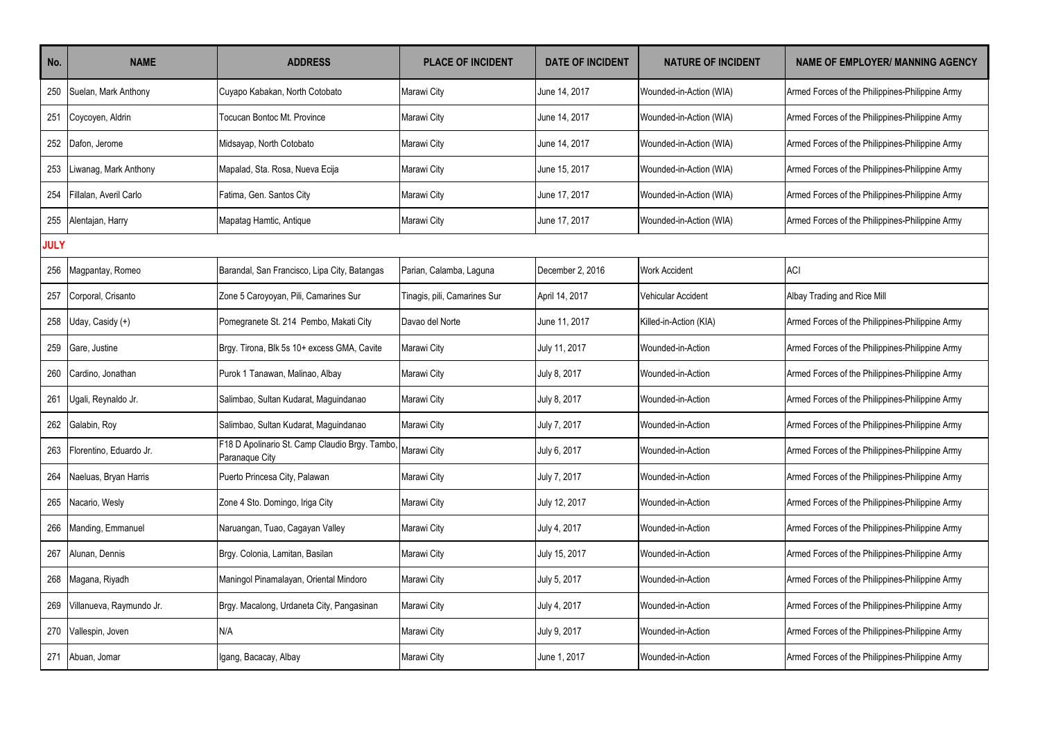| No. | NAME | ADDRESS | PLACE OF INCIDENT | DATE OF INCIDENT | NATURE OF INCIDENT | NAME OF EMPLOYER/ MANNING AGENCY |
|---|---|---|---|---|---|---|
| 250 | Suelan, Mark Anthony | Cuyapo Kabakan, North Cotobato | Marawi City | June 14, 2017 | Wounded-in-Action (WIA) | Armed Forces of the Philippines-Philippine Army |
| 251 | Coycoyen, Aldrin | Tocucan Bontoc Mt. Province | Marawi City | June 14, 2017 | Wounded-in-Action (WIA) | Armed Forces of the Philippines-Philippine Army |
| 252 | Dafon, Jerome | Midsayap, North Cotobato | Marawi City | June 14, 2017 | Wounded-in-Action (WIA) | Armed Forces of the Philippines-Philippine Army |
| 253 | Liwanag, Mark Anthony | Mapalad, Sta. Rosa, Nueva Ecija | Marawi City | June 15, 2017 | Wounded-in-Action (WIA) | Armed Forces of the Philippines-Philippine Army |
| 254 | Fillalan, Averil Carlo | Fatima, Gen. Santos City | Marawi City | June 17, 2017 | Wounded-in-Action (WIA) | Armed Forces of the Philippines-Philippine Army |
| 255 | Alentajan, Harry | Mapatag Hamtic, Antique | Marawi City | June 17, 2017 | Wounded-in-Action (WIA) | Armed Forces of the Philippines-Philippine Army |
| **JULY** | | | | | | |
| 256 | Magpantay, Romeo | Barandal, San Francisco, Lipa City, Batangas | Parian, Calamba, Laguna | December 2, 2016 | Work Accident | ACI |
| 257 | Corporal, Crisanto | Zone 5 Caroyoyan, Pili, Camarines Sur | Tinagis, pili, Camarines Sur | April 14, 2017 | Vehicular Accident | Albay Trading and Rice Mill |
| 258 | Uday, Casidy (+) | Pomegranete St. 214 Pembo, Makati City | Davao del Norte | June 11, 2017 | Killed-in-Action (KIA) | Armed Forces of the Philippines-Philippine Army |
| 259 | Gare, Justine | Brgy. Tirona, Blk 5s 10+ excess GMA, Cavite | Marawi City | July 11, 2017 | Wounded-in-Action | Armed Forces of the Philippines-Philippine Army |
| 260 | Cardino, Jonathan | Purok 1 Tanawan, Malinao, Albay | Marawi City | July 8, 2017 | Wounded-in-Action | Armed Forces of the Philippines-Philippine Army |
| 261 | Ugali, Reynaldo Jr. | Salimbao, Sultan Kudarat, Maguindanao | Marawi City | July 8, 2017 | Wounded-in-Action | Armed Forces of the Philippines-Philippine Army |
| 262 | Galabin, Roy | Salimbao, Sultan Kudarat, Maguindanao | Marawi City | July 7, 2017 | Wounded-in-Action | Armed Forces of the Philippines-Philippine Army |
| 263 | Florentino, Eduardo Jr. | F18 D Apolinario St. Camp Claudio Brgy. Tambo, Paranaque City | Marawi City | July 6, 2017 | Wounded-in-Action | Armed Forces of the Philippines-Philippine Army |
| 264 | Naeluas, Bryan Harris | Puerto Princesa City, Palawan | Marawi City | July 7, 2017 | Wounded-in-Action | Armed Forces of the Philippines-Philippine Army |
| 265 | Nacario, Wesly | Zone 4 Sto. Domingo, Iriga City | Marawi City | July 12, 2017 | Wounded-in-Action | Armed Forces of the Philippines-Philippine Army |
| 266 | Manding, Emmanuel | Naruangan, Tuao, Cagayan Valley | Marawi City | July 4, 2017 | Wounded-in-Action | Armed Forces of the Philippines-Philippine Army |
| 267 | Alunan, Dennis | Brgy. Colonia, Lamitan, Basilan | Marawi City | July 15, 2017 | Wounded-in-Action | Armed Forces of the Philippines-Philippine Army |
| 268 | Magana, Riyadh | Maningol Pinamalayan, Oriental Mindoro | Marawi City | July 5, 2017 | Wounded-in-Action | Armed Forces of the Philippines-Philippine Army |
| 269 | Villanueva, Raymundo Jr. | Brgy. Macalong, Urdaneta City, Pangasinan | Marawi City | July 4, 2017 | Wounded-in-Action | Armed Forces of the Philippines-Philippine Army |
| 270 | Vallespin, Joven | N/A | Marawi City | July 9, 2017 | Wounded-in-Action | Armed Forces of the Philippines-Philippine Army |
| 271 | Abuan, Jomar | Igang, Bacacay, Albay | Marawi City | June 1, 2017 | Wounded-in-Action | Armed Forces of the Philippines-Philippine Army |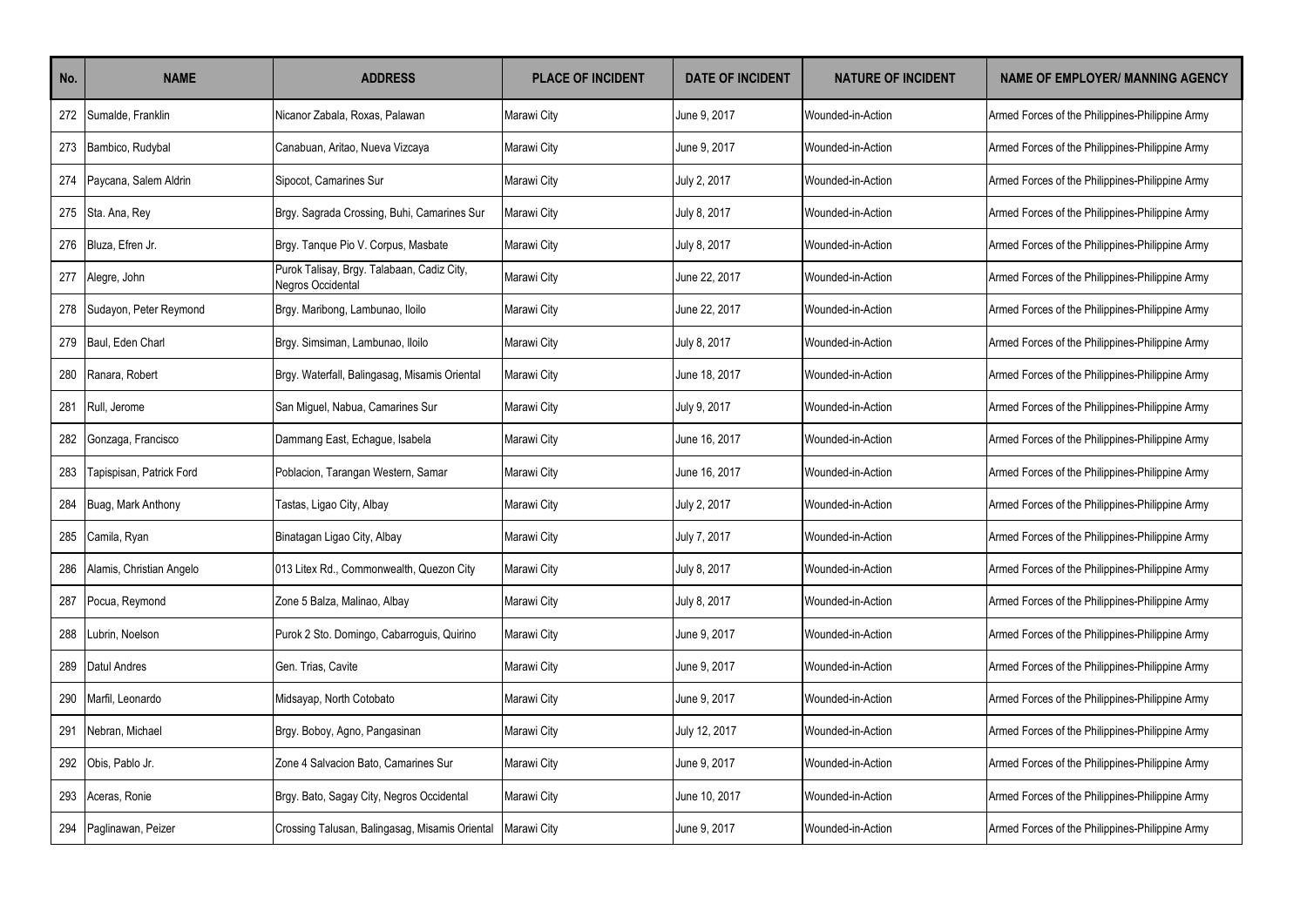| No. | NAME | ADDRESS | PLACE OF INCIDENT | DATE OF INCIDENT | NATURE OF INCIDENT | NAME OF EMPLOYER/ MANNING AGENCY |
|---|---|---|---|---|---|---|
| 272 | Sumalde, Franklin | Nicanor Zabala, Roxas, Palawan | Marawi City | June 9, 2017 | Wounded-in-Action | Armed Forces of the Philippines-Philippine Army |
| 273 | Bambico, Rudybal | Canabuan, Aritao, Nueva Vizcaya | Marawi City | June 9, 2017 | Wounded-in-Action | Armed Forces of the Philippines-Philippine Army |
| 274 | Paycana, Salem Aldrin | Sipocot, Camarines Sur | Marawi City | July 2, 2017 | Wounded-in-Action | Armed Forces of the Philippines-Philippine Army |
| 275 | Sta. Ana, Rey | Brgy. Sagrada Crossing, Buhi, Camarines Sur | Marawi City | July 8, 2017 | Wounded-in-Action | Armed Forces of the Philippines-Philippine Army |
| 276 | Bluza, Efren Jr. | Brgy. Tanque Pio V. Corpus, Masbate | Marawi City | July 8, 2017 | Wounded-in-Action | Armed Forces of the Philippines-Philippine Army |
| 277 | Alegre, John | Purok Talisay, Brgy. Talabaan, Cadiz City, Negros Occidental | Marawi City | June 22, 2017 | Wounded-in-Action | Armed Forces of the Philippines-Philippine Army |
| 278 | Sudayon, Peter Reymond | Brgy. Maribong, Lambunao, Iloilo | Marawi City | June 22, 2017 | Wounded-in-Action | Armed Forces of the Philippines-Philippine Army |
| 279 | Baul, Eden Charl | Brgy. Simsiman, Lambunao, Iloilo | Marawi City | July 8, 2017 | Wounded-in-Action | Armed Forces of the Philippines-Philippine Army |
| 280 | Ranara, Robert | Brgy. Waterfall, Balingasag, Misamis Oriental | Marawi City | June 18, 2017 | Wounded-in-Action | Armed Forces of the Philippines-Philippine Army |
| 281 | Rull, Jerome | San Miguel, Nabua, Camarines Sur | Marawi City | July 9, 2017 | Wounded-in-Action | Armed Forces of the Philippines-Philippine Army |
| 282 | Gonzaga, Francisco | Dammang East, Echague, Isabela | Marawi City | June 16, 2017 | Wounded-in-Action | Armed Forces of the Philippines-Philippine Army |
| 283 | Tapispisan, Patrick Ford | Poblacion, Tarangan Western, Samar | Marawi City | June 16, 2017 | Wounded-in-Action | Armed Forces of the Philippines-Philippine Army |
| 284 | Buag, Mark Anthony | Tastas, Ligao City, Albay | Marawi City | July 2, 2017 | Wounded-in-Action | Armed Forces of the Philippines-Philippine Army |
| 285 | Camila, Ryan | Binatagan Ligao City, Albay | Marawi City | July 7, 2017 | Wounded-in-Action | Armed Forces of the Philippines-Philippine Army |
| 286 | Alamis, Christian Angelo | 013 Litex Rd., Commonwealth, Quezon City | Marawi City | July 8, 2017 | Wounded-in-Action | Armed Forces of the Philippines-Philippine Army |
| 287 | Pocua, Reymond | Zone 5 Balza, Malinao, Albay | Marawi City | July 8, 2017 | Wounded-in-Action | Armed Forces of the Philippines-Philippine Army |
| 288 | Lubrin, Noelson | Purok 2 Sto. Domingo, Cabarroguis, Quirino | Marawi City | June 9, 2017 | Wounded-in-Action | Armed Forces of the Philippines-Philippine Army |
| 289 | Datul Andres | Gen. Trias, Cavite | Marawi City | June 9, 2017 | Wounded-in-Action | Armed Forces of the Philippines-Philippine Army |
| 290 | Marfil, Leonardo | Midsayap, North Cotobato | Marawi City | June 9, 2017 | Wounded-in-Action | Armed Forces of the Philippines-Philippine Army |
| 291 | Nebran, Michael | Brgy. Boboy, Agno, Pangasinan | Marawi City | July 12, 2017 | Wounded-in-Action | Armed Forces of the Philippines-Philippine Army |
| 292 | Obis, Pablo Jr. | Zone 4 Salvacion Bato, Camarines Sur | Marawi City | June 9, 2017 | Wounded-in-Action | Armed Forces of the Philippines-Philippine Army |
| 293 | Aceras, Ronie | Brgy. Bato, Sagay City, Negros Occidental | Marawi City | June 10, 2017 | Wounded-in-Action | Armed Forces of the Philippines-Philippine Army |
| 294 | Paglinawan, Peizer | Crossing Talusan, Balingasag, Misamis Oriental | Marawi City | June 9, 2017 | Wounded-in-Action | Armed Forces of the Philippines-Philippine Army |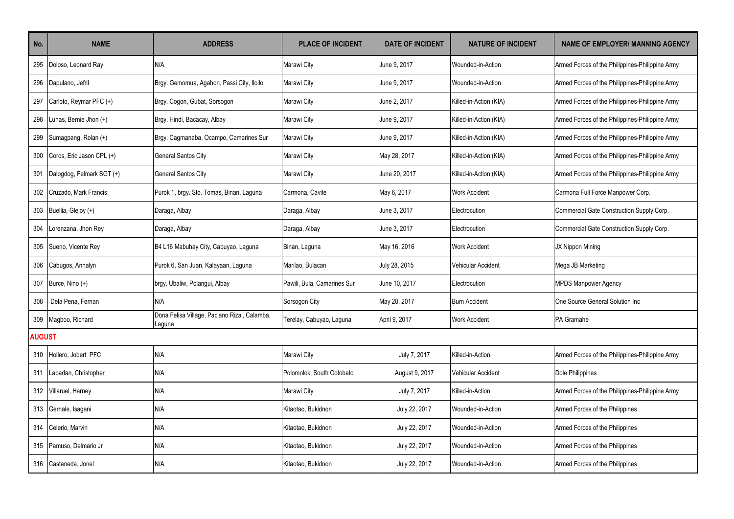| No. | NAME | ADDRESS | PLACE OF INCIDENT | DATE OF INCIDENT | NATURE OF INCIDENT | NAME OF EMPLOYER/ MANNING AGENCY |
|---|---|---|---|---|---|---|
| 295 | Doloso, Leonard Ray | N/A | Marawi City | June 9, 2017 | Wounded-in-Action | Armed Forces of the Philippines-Philippine Army |
| 296 | Dapulano, Jefril | Brgy. Gemomua, Agahon, Passi City, Iloilo | Marawi City | June 9, 2017 | Wounded-in-Action | Armed Forces of the Philippines-Philippine Army |
| 297 | Carloto, Reymar PFC (+) | Brgy. Cogon, Gubat, Sorsogon | Marawi City | June 2, 2017 | Killed-in-Action (KIA) | Armed Forces of the Philippines-Philippine Army |
| 298 | Lunas, Bernie Jhon (+) | Brgy. Hindi, Bacacay, Albay | Marawi City | June 9, 2017 | Killed-in-Action (KIA) | Armed Forces of the Philippines-Philippine Army |
| 299 | Sumagpang, Rolan (+) | Brgy. Cagmanaba, Ocampo, Camarines Sur | Marawi City | June 9, 2017 | Killed-in-Action (KIA) | Armed Forces of the Philippines-Philippine Army |
| 300 | Coros, Eric Jason CPL (+) | General Santos City | Marawi City | May 28, 2017 | Killed-in-Action (KIA) | Armed Forces of the Philippines-Philippine Army |
| 301 | Dalogdog, Felmark SGT (+) | General Santos City | Marawi City | June 20, 2017 | Killed-in-Action (KIA) | Armed Forces of the Philippines-Philippine Army |
| 302 | Cruzado, Mark Francis | Purok 1, brgy. Sto. Tomas, Binan, Laguna | Carmona, Cavite | May 6, 2017 | Work Accident | Carmona Full Force Manpower Corp. |
| 303 | Buellia, Glejoy (+) | Daraga, Albay | Daraga, Albay | June 3, 2017 | Electrocution | Commercial Gate Construction Supply Corp. |
| 304 | Lorenzana, Jhon Rey | Daraga, Albay | Daraga, Albay | June 3, 2017 | Electrocution | Commercial Gate Construction Supply Corp. |
| 305 | Sueno, Vicente Rey | B4 L16 Mabuhay City, Cabuyao, Laguna | Binan, Laguna | May 16, 2016 | Work Accident | JX Nippon Mining |
| 306 | Cabugos, Annalyn | Purok 6, San Juan, Kalayaan, Laguna | Marilao, Bulacan | July 28, 2015 | Vehicular Accident | Mega JB Marketing |
| 307 | Burce, Nino (+) | brgy. Ubaliw, Polangui, Albay | Pawili, Bula, Camarines Sur | June 10, 2017 | Electrocution | MPDS Manpower Agency |
| 308 | Dela Pena, Fernan | N/A | Sorsogon City | May 28, 2017 | Burn Accident | One Source General Solution Inc |
| 309 | Magboo, Richard | Dona Felisa Village, Paciano Rizal, Calamba, Laguna | Terelay, Cabuyao, Laguna | April 9, 2017 | Work Accident | PA Gramahe |
| **AUGUST** | | | | | | |
| 310 | Hollero, Jobert PFC | N/A | Marawi City | July 7, 2017 | Killed-in-Action | Armed Forces of the Philippines-Philippine Army |
| 311 | Labadan, Christopher | N/A | Polomolok, South Cotobato | August 9, 2017 | Vehicular Accident | Dole Philippines |
| 312 | Villaruel, Harney | N/A | Marawi City | July 7, 2017 | Killed-in-Action | Armed Forces of the Philippines-Philippine Army |
| 313 | Gernale, Isagani | N/A | Kitaotao, Bukidnon | July 22, 2017 | Wounded-in-Action | Armed Forces of the Philippines |
| 314 | Celerio, Marvin | N/A | Kitaotao, Bukidnon | July 22, 2017 | Wounded-in-Action | Armed Forces of the Philippines |
| 315 | Pamuso, Delmario Jr | N/A | Kitaotao, Bukidnon | July 22, 2017 | Wounded-in-Action | Armed Forces of the Philippines |
| 316 | Castaneda, Jonel | N/A | Kitaotao, Bukidnon | July 22, 2017 | Wounded-in-Action | Armed Forces of the Philippines |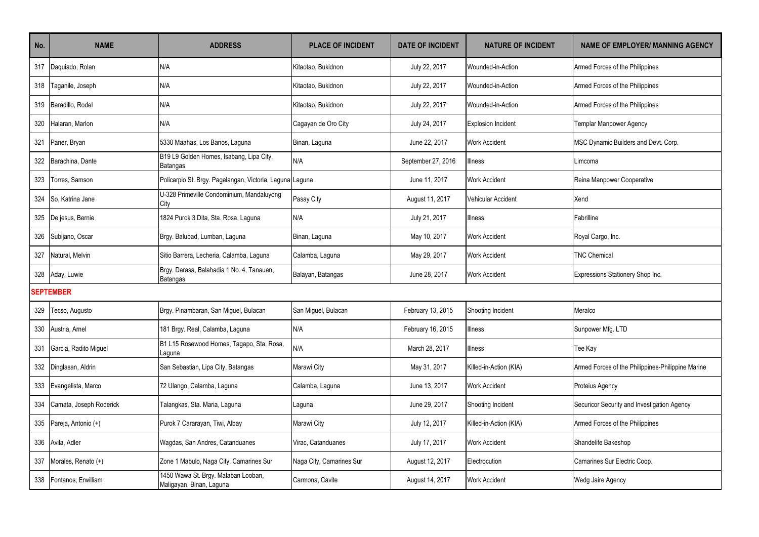| No. | NAME | ADDRESS | PLACE OF INCIDENT | DATE OF INCIDENT | NATURE OF INCIDENT | NAME OF EMPLOYER/ MANNING AGENCY |
|---|---|---|---|---|---|---|
| 317 | Daquiado, Rolan | N/A | Kitaotao, Bukidnon | July 22, 2017 | Wounded-in-Action | Armed Forces of the Philippines |
| 318 | Taganile, Joseph | N/A | Kitaotao, Bukidnon | July 22, 2017 | Wounded-in-Action | Armed Forces of the Philippines |
| 319 | Baradillo, Rodel | N/A | Kitaotao, Bukidnon | July 22, 2017 | Wounded-in-Action | Armed Forces of the Philippines |
| 320 | Halaran, Marlon | N/A | Cagayan de Oro City | July 24, 2017 | Explosion Incident | Templar Manpower Agency |
| 321 | Paner, Bryan | 5330 Maahas, Los Banos, Laguna | Binan, Laguna | June 22, 2017 | Work Accident | MSC Dynamic Builders and Devt. Corp. |
| 322 | Barachina, Dante | B19 L9 Golden Homes, Isabang, Lipa City, Batangas | N/A | September 27, 2016 | Illness | Limcoma |
| 323 | Torres, Samson | Policarpio St. Brgy. Pagalangan, Victoria, Laguna | Laguna | June 11, 2017 | Work Accident | Reina Manpower Cooperative |
| 324 | So, Katrina Jane | U-328 Primeville Condominium, Mandaluyong City | Pasay City | August 11, 2017 | Vehicular Accident | Xend |
| 325 | De jesus, Bernie | 1824 Purok 3 Dita, Sta. Rosa, Laguna | N/A | July 21, 2017 | Illness | Fabrilline |
| 326 | Subijano, Oscar | Brgy. Balubad, Lumban, Laguna | Binan, Laguna | May 10, 2017 | Work Accident | Royal Cargo, Inc. |
| 327 | Natural, Melvin | Sitio Barrera, Lecheria, Calamba, Laguna | Calamba, Laguna | May 29, 2017 | Work Accident | TNC Chemical |
| 328 | Aday, Luwie | Brgy. Darasa, Balahadia 1 No. 4, Tanauan, Batangas | Balayan, Batangas | June 28, 2017 | Work Accident | Expressions Stationery Shop Inc. |
| **SEPTEMBER** | | | | | | |
| 329 | Tecso, Augusto | Brgy. Pinambaran, San Miguel, Bulacan | San Miguel, Bulacan | February 13, 2015 | Shooting Incident | Meralco |
| 330 | Austria, Arnel | 181 Brgy. Real, Calamba, Laguna | N/A | February 16, 2015 | Illness | Sunpower Mfg. LTD |
| 331 | Garcia, Radito Miguel | B1 L15 Rosewood Homes, Tagapo, Sta. Rosa, Laguna | N/A | March 28, 2017 | Illness | Tee Kay |
| 332 | Dinglasan, Aldrin | San Sebastian, Lipa City, Batangas | Marawi City | May 31, 2017 | Killed-in-Action (KIA) | Armed Forces of the Philippines-Philippine Marine |
| 333 | Evangelista, Marco | 72 Ulango, Calamba, Laguna | Calamba, Laguna | June 13, 2017 | Work Accident | Proteius Agency |
| 334 | Camata, Joseph Roderick | Talangkas, Sta. Maria, Laguna | Laguna | June 29, 2017 | Shooting Incident | Securicor Security and Investigation Agency |
| 335 | Pareja, Antonio (+) | Purok 7 Cararayan, Tiwi, Albay | Marawi City | July 12, 2017 | Killed-in-Action (KIA) | Armed Forces of the Philippines |
| 336 | Avila, Adler | Wagdas, San Andres, Catanduanes | Virac, Catanduanes | July 17, 2017 | Work Accident | Shandelife Bakeshop |
| 337 | Morales, Renato (+) | Zone 1 Mabulo, Naga City, Camarines Sur | Naga City, Camarines Sur | August 12, 2017 | Electrocution | Camarines Sur Electric Coop. |
| 338 | Fontanos, Erwilliam | 1450 Wawa St. Brgy. Malaban Looban, Maligayan, Binan, Laguna | Carmona, Cavite | August 14, 2017 | Work Accident | Wedg Jaire Agency |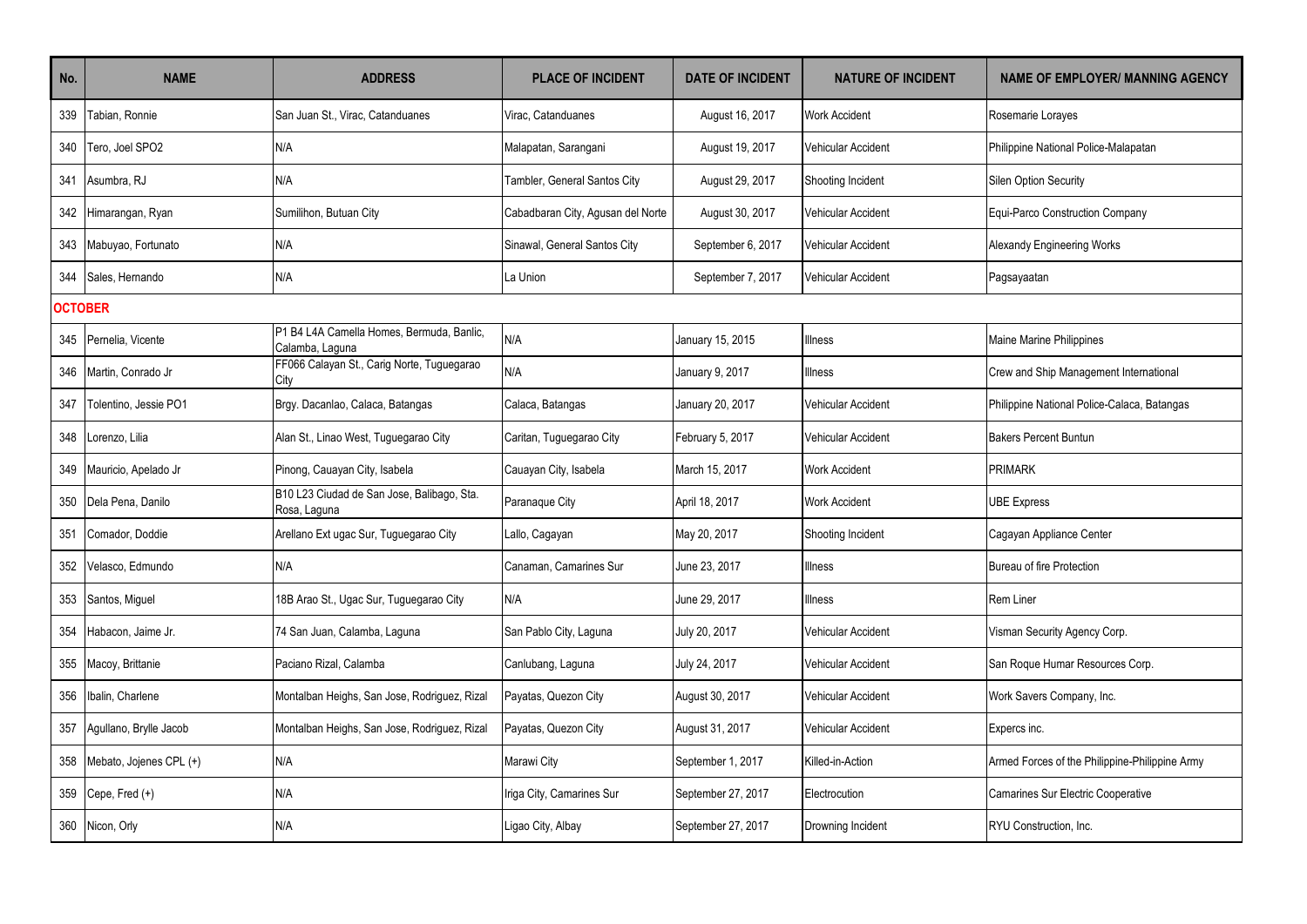| No. | NAME | ADDRESS | PLACE OF INCIDENT | DATE OF INCIDENT | NATURE OF INCIDENT | NAME OF EMPLOYER/ MANNING AGENCY |
|---|---|---|---|---|---|---|
| 339 | Tabian, Ronnie | San Juan St., Virac, Catanduanes | Virac, Catanduanes | August 16, 2017 | Work Accident | Rosemarie Lorayes |
| 340 | Tero, Joel SPO2 | N/A | Malapatan, Sarangani | August 19, 2017 | Vehicular Accident | Philippine National Police-Malapatan |
| 341 | Asumbra, RJ | N/A | Tambler, General Santos City | August 29, 2017 | Shooting Incident | Silen Option Security |
| 342 | Himarangan, Ryan | Sumilihon, Butuan City | Cabadbaran City, Agusan del Norte | August 30, 2017 | Vehicular Accident | Equi-Parco Construction Company |
| 343 | Mabuyao, Fortunato | N/A | Sinawal, General Santos City | September 6, 2017 | Vehicular Accident | Alexandy Engineering Works |
| 344 | Sales, Hernando | N/A | La Union | September 7, 2017 | Vehicular Accident | Pagsayaatan |
| **OCTOBER** | | | | | | |
| 345 | Pernelia, Vicente | P1 B4 L4A Camella Homes, Bermuda, Banlic, Calamba, Laguna | N/A | January 15, 2015 | Illness | Maine Marine Philippines |
| 346 | Martin, Conrado Jr | FF066 Calayan St., Carig Norte, Tuguegarao City | N/A | January 9, 2017 | Illness | Crew and Ship Management International |
| 347 | Tolentino, Jessie PO1 | Brgy. Dacanlao, Calaca, Batangas | Calaca, Batangas | January 20, 2017 | Vehicular Accident | Philippine National Police-Calaca, Batangas |
| 348 | Lorenzo, Lilia | Alan St., Linao West, Tuguegarao City | Caritan, Tuguegarao City | February 5, 2017 | Vehicular Accident | Bakers Percent Buntun |
| 349 | Mauricio, Apelado Jr | Pinong, Cauayan City, Isabela | Cauayan City, Isabela | March 15, 2017 | Work Accident | PRIMARK |
| 350 | Dela Pena, Danilo | B10 L23 Ciudad de San Jose, Balibago, Sta. Rosa, Laguna | Paranaque City | April 18, 2017 | Work Accident | UBE Express |
| 351 | Comador, Doddie | Arellano Ext ugac Sur, Tuguegarao City | Lallo, Cagayan | May 20, 2017 | Shooting Incident | Cagayan Appliance Center |
| 352 | Velasco, Edmundo | N/A | Canaman, Camarines Sur | June 23, 2017 | Illness | Bureau of fire Protection |
| 353 | Santos, Miguel | 18B Arao St., Ugac Sur, Tuguegarao City | N/A | June 29, 2017 | Illness | Rem Liner |
| 354 | Habacon, Jaime Jr. | 74 San Juan, Calamba, Laguna | San Pablo City, Laguna | July 20, 2017 | Vehicular Accident | Visman Security Agency Corp. |
| 355 | Macoy, Brittanie | Paciano Rizal, Calamba | Canlubang, Laguna | July 24, 2017 | Vehicular Accident | San Roque Humar Resources Corp. |
| 356 | Ibalin, Charlene | Montalban Heighs, San Jose, Rodriguez, Rizal | Payatas, Quezon City | August 30, 2017 | Vehicular Accident | Work Savers Company, Inc. |
| 357 | Agullano, Brylle Jacob | Montalban Heighs, San Jose, Rodriguez, Rizal | Payatas, Quezon City | August 31, 2017 | Vehicular Accident | Expercs inc. |
| 358 | Mebato, Jojenes CPL (+) | N/A | Marawi City | September 1, 2017 | Killed-in-Action | Armed Forces of the Philippine-Philippine Army |
| 359 | Cepe, Fred (+) | N/A | Iriga City, Camarines Sur | September 27, 2017 | Electrocution | Camarines Sur Electric Cooperative |
| 360 | Nicon, Orly | N/A | Ligao City, Albay | September 27, 2017 | Drowning Incident | RYU Construction, Inc. |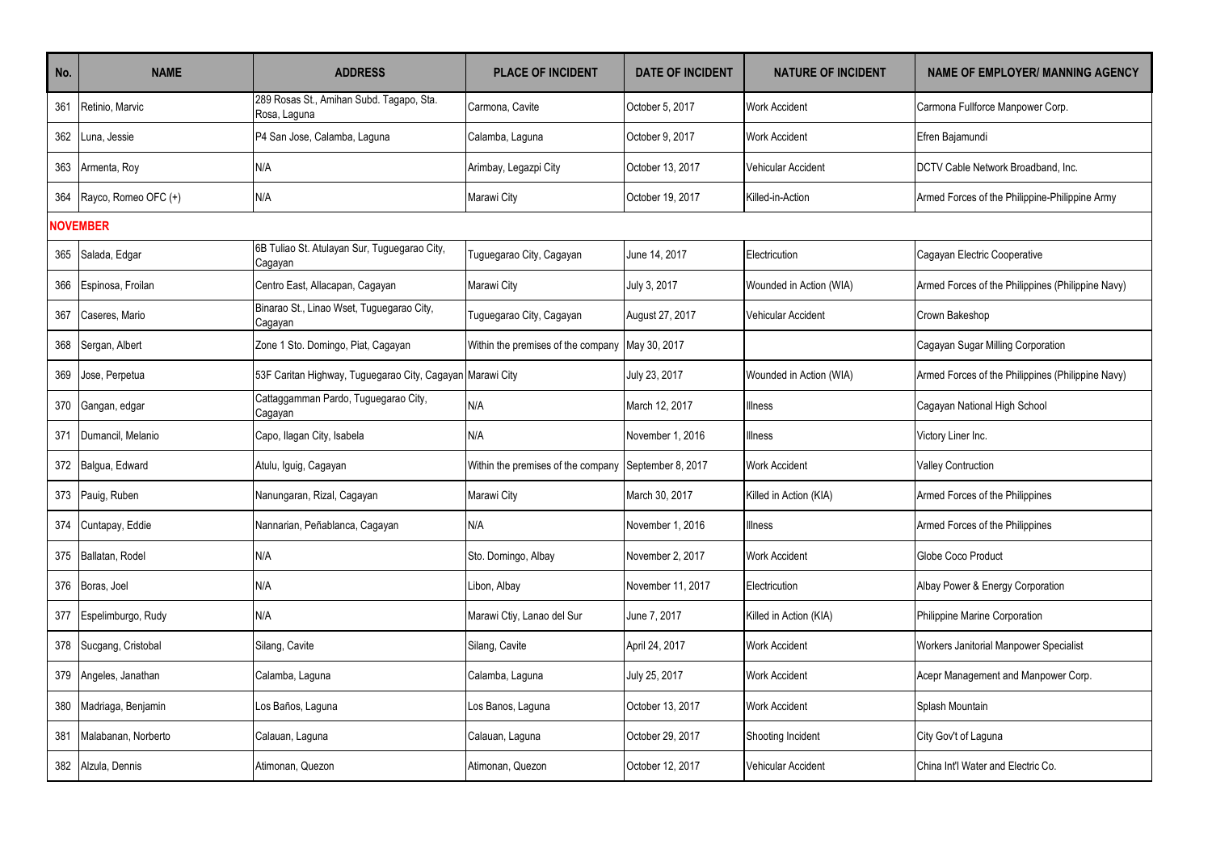| No. | NAME | ADDRESS | PLACE OF INCIDENT | DATE OF INCIDENT | NATURE OF INCIDENT | NAME OF EMPLOYER/ MANNING AGENCY |
|---|---|---|---|---|---|---|
| 361 | Retinio, Marvic | 289 Rosas St., Amihan Subd. Tagapo, Sta. Rosa, Laguna | Carmona, Cavite | October 5, 2017 | Work Accident | Carmona Fullforce Manpower Corp. |
| 362 | Luna, Jessie | P4 San Jose, Calamba, Laguna | Calamba, Laguna | October 9, 2017 | Work Accident | Efren Bajamundi |
| 363 | Armenta, Roy | N/A | Arimbay, Legazpi City | October 13, 2017 | Vehicular Accident | DCTV Cable Network Broadband, Inc. |
| 364 | Rayco, Romeo OFC (+) | N/A | Marawi City | October 19, 2017 | Killed-in-Action | Armed Forces of the Philippine-Philippine Army |
| **NOVEMBER** | | | | | | |
| 365 | Salada, Edgar | 6B Tuliao St. Atulayan Sur, Tuguegarao City, Cagayan | Tuguegarao City, Cagayan | June 14, 2017 | Electricution | Cagayan Electric Cooperative |
| 366 | Espinosa, Froilan | Centro East, Allacapan, Cagayan | Marawi City | July 3, 2017 | Wounded in Action (WIA) | Armed Forces of the Philippines (Philippine Navy) |
| 367 | Caseres, Mario | Binarao St., Linao Wset, Tuguegarao City, Cagayan | Tuguegarao City, Cagayan | August 27, 2017 | Vehicular Accident | Crown Bakeshop |
| 368 | Sergan, Albert | Zone 1 Sto. Domingo, Piat, Cagayan | Within the premises of the company | May 30, 2017 | | Cagayan Sugar Milling Corporation |
| 369 | Jose, Perpetua | 53F Caritan Highway, Tuguegarao City, Cagayan | Marawi City | July 23, 2017 | Wounded in Action (WIA) | Armed Forces of the Philippines (Philippine Navy) |
| 370 | Gangan, edgar | Cattaggamman Pardo, Tuguegarao City, Cagayan | N/A | March 12, 2017 | Illness | Cagayan National High School |
| 371 | Dumancil, Melanio | Capo, Ilagan City, Isabela | N/A | November 1, 2016 | Illness | Victory Liner Inc. |
| 372 | Balgua, Edward | Atulu, Iguig, Cagayan | Within the premises of the company | September 8, 2017 | Work Accident | Valley Contruction |
| 373 | Pauig, Ruben | Nanungaran, Rizal, Cagayan | Marawi City | March 30, 2017 | Killed in Action (KIA) | Armed Forces of the Philippines |
| 374 | Cuntapay, Eddie | Nannarian, Peñablanca, Cagayan | N/A | November 1, 2016 | Illness | Armed Forces of the Philippines |
| 375 | Ballatan, Rodel | N/A | Sto. Domingo, Albay | November 2, 2017 | Work Accident | Globe Coco Product |
| 376 | Boras, Joel | N/A | Libon, Albay | November 11, 2017 | Electricution | Albay Power & Energy Corporation |
| 377 | Espelimburgo, Rudy | N/A | Marawi Ctiy, Lanao del Sur | June 7, 2017 | Killed in Action (KIA) | Philippine Marine Corporation |
| 378 | Sucgang, Cristobal | Silang, Cavite | Silang, Cavite | April 24, 2017 | Work Accident | Workers Janitorial Manpower Specialist |
| 379 | Angeles, Janathan | Calamba, Laguna | Calamba, Laguna | July 25, 2017 | Work Accident | Acepr Management and Manpower Corp. |
| 380 | Madriaga, Benjamin | Los Baños, Laguna | Los Banos, Laguna | October 13, 2017 | Work Accident | Splash Mountain |
| 381 | Malabanan, Norberto | Calauan, Laguna | Calauan, Laguna | October 29, 2017 | Shooting Incident | City Gov't of Laguna |
| 382 | Alzula, Dennis | Atimonan, Quezon | Atimonan, Quezon | October 12, 2017 | Vehicular Accident | China Int'l Water and Electric Co. |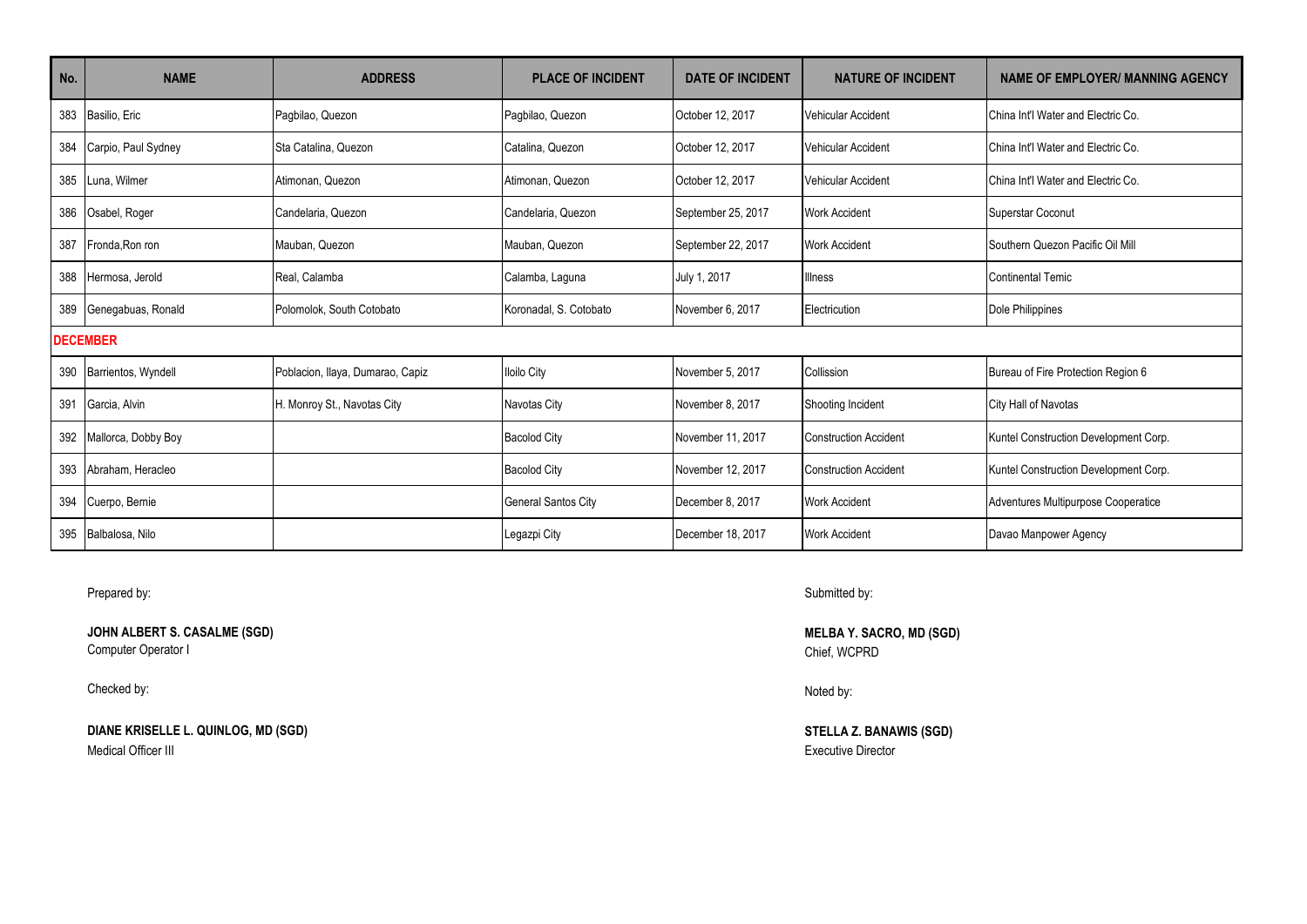| No. | NAME | ADDRESS | PLACE OF INCIDENT | DATE OF INCIDENT | NATURE OF INCIDENT | NAME OF EMPLOYER/ MANNING AGENCY |
|---|---|---|---|---|---|---|
| 383 | Basilio, Eric | Pagbilao, Quezon | Pagbilao, Quezon | October 12, 2017 | Vehicular Accident | China Int'l Water and Electric Co. |
| 384 | Carpio, Paul Sydney | Sta Catalina, Quezon | Catalina, Quezon | October 12, 2017 | Vehicular Accident | China Int'l Water and Electric Co. |
| 385 | Luna, Wilmer | Atimonan, Quezon | Atimonan, Quezon | October 12, 2017 | Vehicular Accident | China Int'l Water and Electric Co. |
| 386 | Osabel, Roger | Candelaria, Quezon | Candelaria, Quezon | September 25, 2017 | Work Accident | Superstar Coconut |
| 387 | Fronda,Ron ron | Mauban, Quezon | Mauban, Quezon | September 22, 2017 | Work Accident | Southern Quezon Pacific Oil Mill |
| 388 | Hermosa, Jerold | Real, Calamba | Calamba, Laguna | July 1, 2017 | Illness | Continental Temic |
| 389 | Genegabuas, Ronald | Polomolok, South Cotobato | Koronadal, S. Cotobato | November 6, 2017 | Electricution | Dole Philippines |
| **DECEMBER** | | | | | | |
| 390 | Barrientos, Wyndell | Poblacion, Ilaya, Dumarao, Capiz | Iloilo City | November 5, 2017 | Collission | Bureau of Fire Protection Region 6 |
| 391 | Garcia, Alvin | H. Monroy St., Navotas City | Navotas City | November 8, 2017 | Shooting Incident | City Hall of Navotas |
| 392 | Mallorca, Dobby Boy | | Bacolod City | November 11, 2017 | Construction Accident | Kuntel Construction Development Corp. |
| 393 | Abraham, Heracleo | | Bacolod City | November 12, 2017 | Construction Accident | Kuntel Construction Development Corp. |
| 394 | Cuerpo, Bernie | | General Santos City | December 8, 2017 | Work Accident | Adventures Multipurpose Cooperatice |
| 395 | Balbalosa, Nilo | | Legazpi City | December 18, 2017 | Work Accident | Davao Manpower Agency |

Prepared by:

**JOHN ALBERT S. CASALME (SGD)**
Computer Operator I

Checked by:

**DIANE KRISELLE L. QUINLOG, MD (SGD)**
Medical Officer III

Submitted by:

**MELBA Y. SACRO, MD (SGD)**
Chief, WCPRD

Noted by:

**STELLA Z. BANAWIS (SGD)**
Executive Director